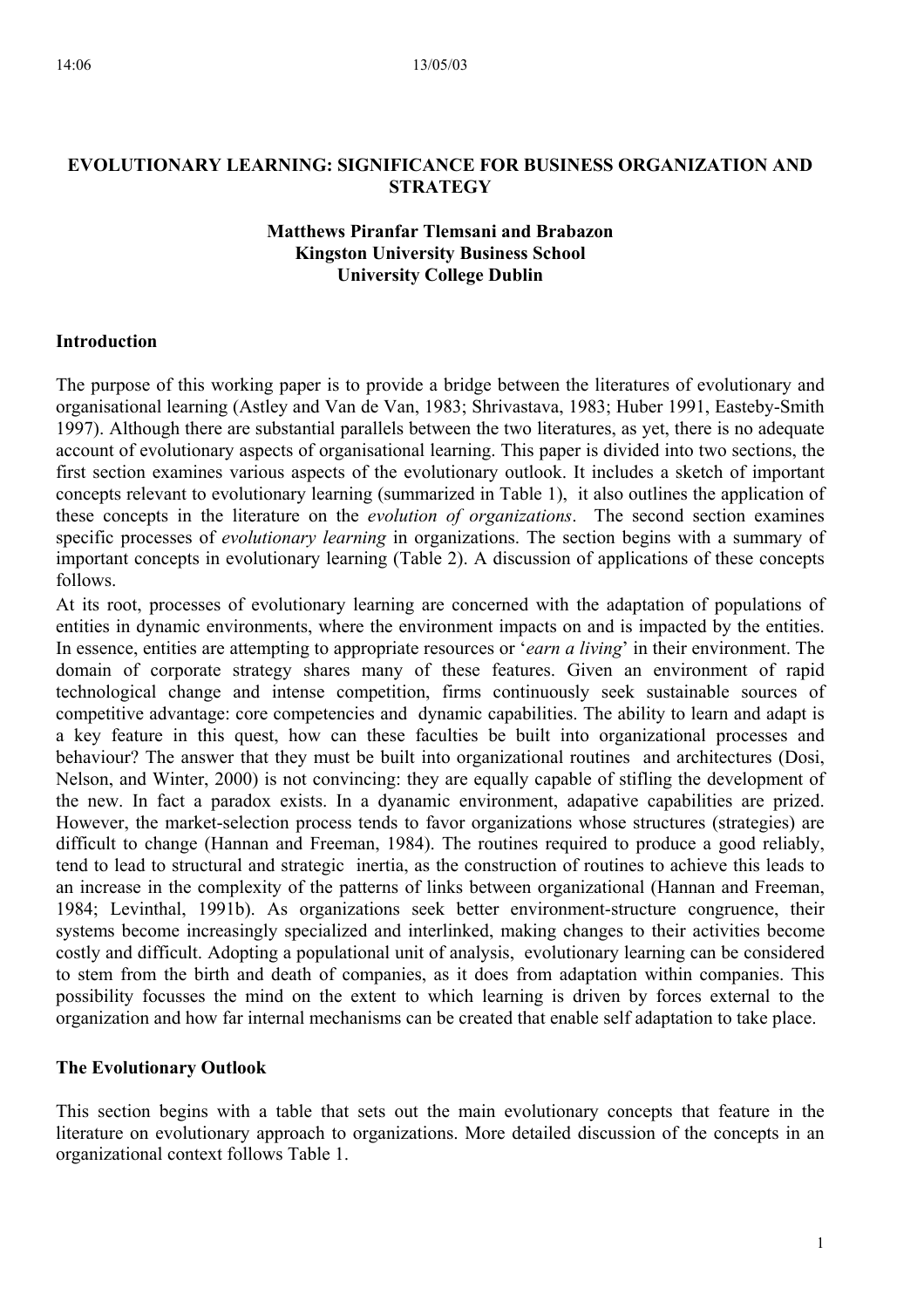# EVOLUTIONARY LEARNING: SIGNIFICANCE FOR BUSINESS ORGANIZATION AND STRATEGY

**Matthews Piranfar Tlemsani and Brabazon**
**Kingston University Business School**
**University College Dublin**

## Introduction

The purpose of this working paper is to provide a bridge between the literatures of evolutionary and organisational learning (Astley and Van de Van, 1983; Shrivastava, 1983; Huber 1991, Easteby-Smith 1997). Although there are substantial parallels between the two literatures, as yet, there is no adequate account of evolutionary aspects of organisational learning. This paper is divided into two sections, the first section examines various aspects of the evolutionary outlook. It includes a sketch of important concepts relevant to evolutionary learning (summarized in Table 1), it also outlines the application of these concepts in the literature on the *evolution of organizations*. The second section examines specific processes of *evolutionary learning* in organizations. The section begins with a summary of important concepts in evolutionary learning (Table 2). A discussion of applications of these concepts follows.

At its root, processes of evolutionary learning are concerned with the adaptation of populations of entities in dynamic environments, where the environment impacts on and is impacted by the entities. In essence, entities are attempting to appropriate resources or '*earn a living*' in their environment. The domain of corporate strategy shares many of these features. Given an environment of rapid technological change and intense competition, firms continuously seek sustainable sources of competitive advantage: core competencies and dynamic capabilities. The ability to learn and adapt is a key feature in this quest, how can these faculties be built into organizational processes and behaviour? The answer that they must be built into organizational routines and architectures (Dosi, Nelson, and Winter, 2000) is not convincing: they are equally capable of stifling the development of the new. In fact a paradox exists. In a dyanamic environment, adapative capabilities are prized. However, the market-selection process tends to favor organizations whose structures (strategies) are difficult to change (Hannan and Freeman, 1984). The routines required to produce a good reliably, tend to lead to structural and strategic inertia, as the construction of routines to achieve this leads to an increase in the complexity of the patterns of links between organizational (Hannan and Freeman, 1984; Levinthal, 1991b). As organizations seek better environment-structure congruence, their systems become increasingly specialized and interlinked, making changes to their activities become costly and difficult. Adopting a populational unit of analysis, evolutionary learning can be considered to stem from the birth and death of companies, as it does from adaptation within companies. This possibility focusses the mind on the extent to which learning is driven by forces external to the organization and how far internal mechanisms can be created that enable self adaptation to take place.

## The Evolutionary Outlook

This section begins with a table that sets out the main evolutionary concepts that feature in the literature on evolutionary approach to organizations. More detailed discussion of the concepts in an organizational context follows Table 1.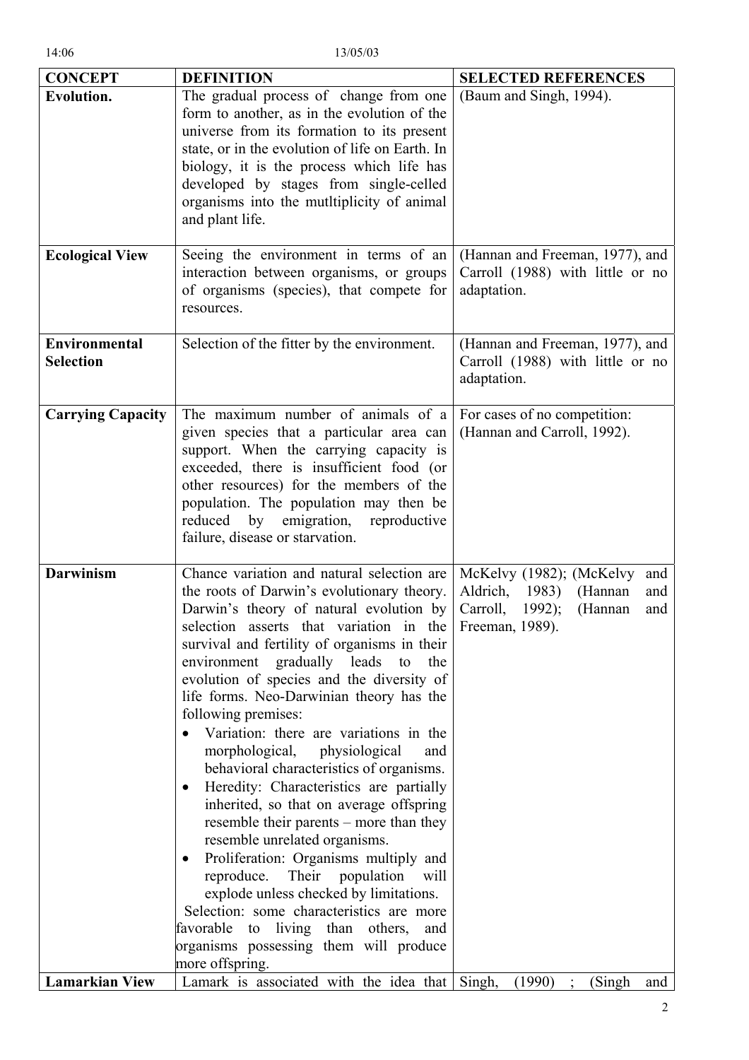| CONCEPT | DEFINITION | SELECTED REFERENCES |
|---|---|---|
| **Evolution.** | The gradual process of change from one form to another, as in the evolution of the universe from its formation to its present state, or in the evolution of life on Earth. In biology, it is the process which life has developed by stages from single-celled organisms into the mutltiplicity of animal and plant life. | (Baum and Singh, 1994). |
| **Ecological View** | Seeing the environment in terms of an interaction between organisms, or groups of organisms (species), that compete for resources. | (Hannan and Freeman, 1977), and Carroll (1988) with little or no adaptation. |
| **Environmental Selection** | Selection of the fitter by the environment. | (Hannan and Freeman, 1977), and Carroll (1988) with little or no adaptation. |
| **Carrying Capacity** | The maximum number of animals of a given species that a particular area can support. When the carrying capacity is exceeded, there is insufficient food (or other resources) for the members of the population. The population may then be reduced by emigration, reproductive failure, disease or starvation. | For cases of no competition: (Hannan and Carroll, 1992). |
| **Darwinism** | Chance variation and natural selection are the roots of Darwin's evolutionary theory. Darwin's theory of natural evolution by selection asserts that variation in the survival and fertility of organisms in their environment gradually leads to the evolution of species and the diversity of life forms. Neo-Darwinian theory has the following premises: <br>• Variation: there are variations in the morphological, physiological and behavioral characteristics of organisms. <br>• Heredity: Characteristics are partially inherited, so that on average offspring resemble their parents – more than they resemble unrelated organisms. <br>• Proliferation: Organisms multiply and reproduce. Their population will explode unless checked by limitations. <br>Selection: some characteristics are more favorable to living than others, and organisms possessing them will produce more offspring. | McKelvy (1982); (McKelvy and Aldrich, 1983) (Hannan and Carroll, 1992); (Hannan and Freeman, 1989). |
| **Lamarkian View** | Lamark is associated with the idea that | Singh, (1990) ; (Singh and |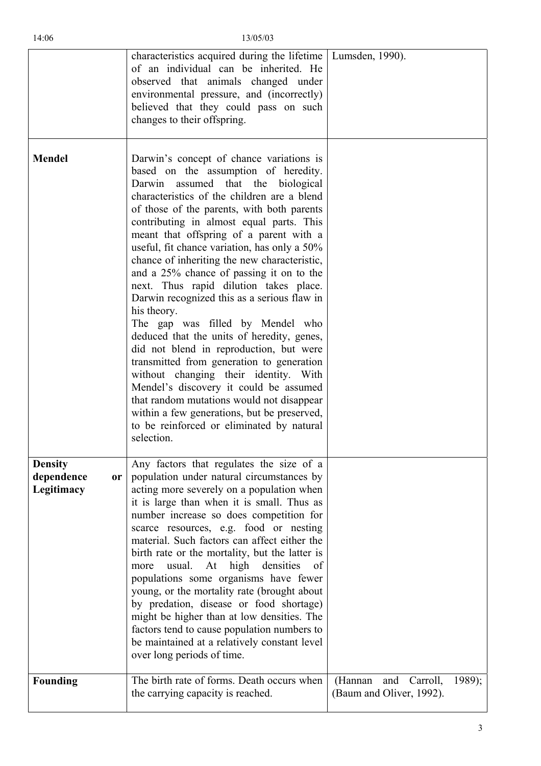| | | |
|---|---|---|
| | characteristics acquired during the lifetime of an individual can be inherited. He observed that animals changed under environmental pressure, and (incorrectly) believed that they could pass on such changes to their offspring. | Lumsden, 1990). |
| **Mendel** | Darwin's concept of chance variations is based on the assumption of heredity. Darwin assumed that the biological characteristics of the children are a blend of those of the parents, with both parents contributing in almost equal parts. This meant that offspring of a parent with a useful, fit chance variation, has only a 50% chance of inheriting the new characteristic, and a 25% chance of passing it on to the next. Thus rapid dilution takes place. Darwin recognized this as a serious flaw in his theory.<br>The gap was filled by Mendel who deduced that the units of heredity, genes, did not blend in reproduction, but were transmitted from generation to generation without changing their identity. With Mendel's discovery it could be assumed that random mutations would not disappear within a few generations, but be preserved, to be reinforced or eliminated by natural selection. | |
| **Density dependence or Legitimacy** | Any factors that regulates the size of a population under natural circumstances by acting more severely on a population when it is large than when it is small. Thus as number increase so does competition for scarce resources, e.g. food or nesting material. Such factors can affect either the birth rate or the mortality, but the latter is more usual. At high densities of populations some organisms have fewer young, or the mortality rate (brought about by predation, disease or food shortage) might be higher than at low densities. The factors tend to cause population numbers to be maintained at a relatively constant level over long periods of time. | |
| **Founding** | The birth rate of forms. Death occurs when the carrying capacity is reached. | (Hannan and Carroll, 1989); (Baum and Oliver, 1992). |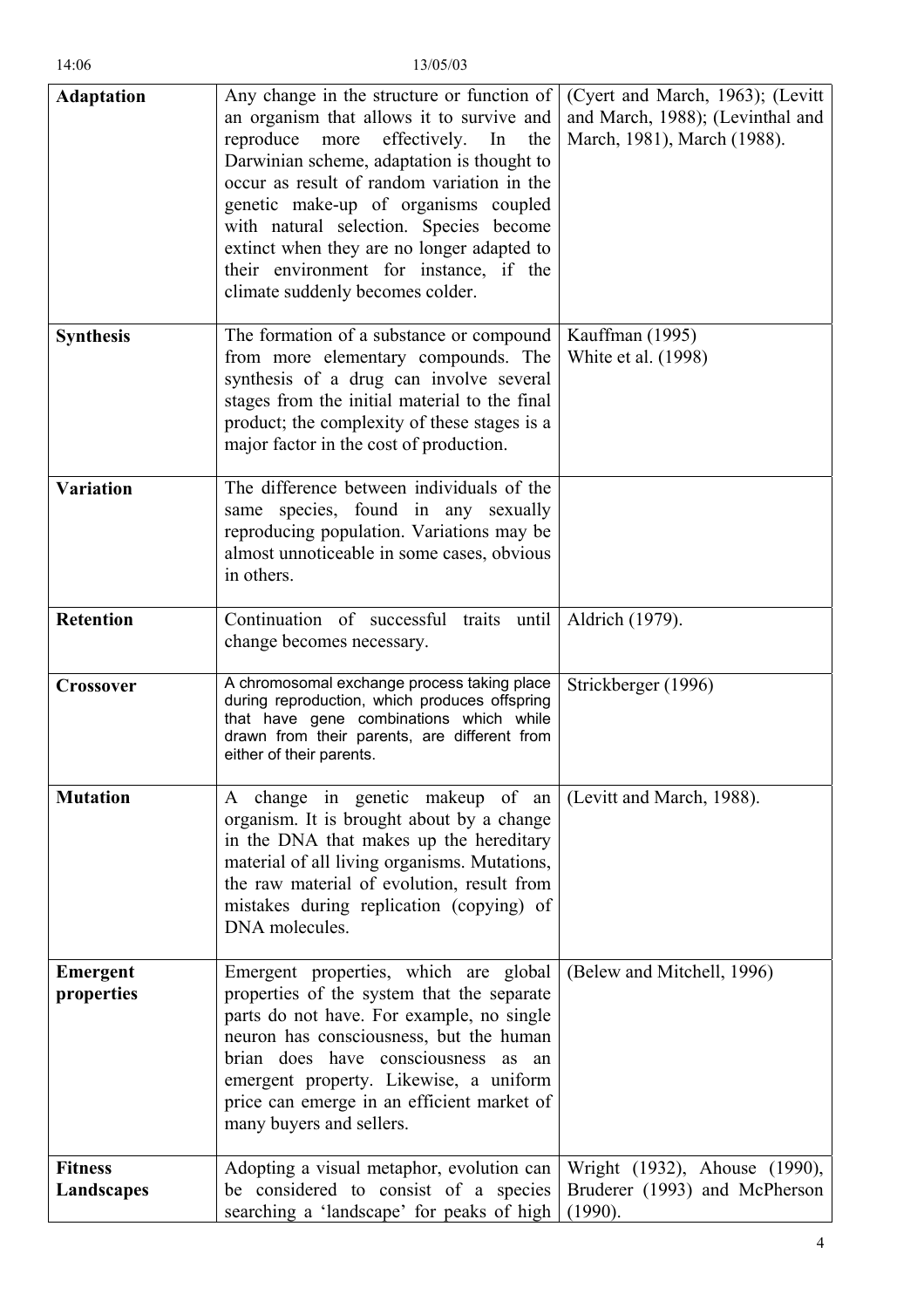| | | |
|---|---|---|
| **Adaptation** | Any change in the structure or function of an organism that allows it to survive and reproduce more effectively. In the Darwinian scheme, adaptation is thought to occur as result of random variation in the genetic make-up of organisms coupled with natural selection. Species become extinct when they are no longer adapted to their environment for instance, if the climate suddenly becomes colder. | (Cyert and March, 1963); (Levitt and March, 1988); (Levinthal and March, 1981), March (1988). |
| **Synthesis** | The formation of a substance or compound from more elementary compounds. The synthesis of a drug can involve several stages from the initial material to the final product; the complexity of these stages is a major factor in the cost of production. | Kauffman (1995)<br>White et al. (1998) |
| **Variation** | The difference between individuals of the same species, found in any sexually reproducing population. Variations may be almost unnoticeable in some cases, obvious in others. | |
| **Retention** | Continuation of successful traits until change becomes necessary. | Aldrich (1979). |
| **Crossover** | A chromosomal exchange process taking place during reproduction, which produces offspring that have gene combinations which while drawn from their parents, are different from either of their parents. | Strickberger (1996) |
| **Mutation** | A change in genetic makeup of an organism. It is brought about by a change in the DNA that makes up the hereditary material of all living organisms. Mutations, the raw material of evolution, result from mistakes during replication (copying) of DNA molecules. | (Levitt and March, 1988). |
| **Emergent properties** | Emergent properties, which are global properties of the system that the separate parts do not have. For example, no single neuron has consciousness, but the human brian does have consciousness as an emergent property. Likewise, a uniform price can emerge in an efficient market of many buyers and sellers. | (Belew and Mitchell, 1996) |
| **Fitness Landscapes** | Adopting a visual metaphor, evolution can be considered to consist of a species searching a 'landscape' for peaks of high | Wright (1932), Ahouse (1990), Bruderer (1993) and McPherson (1990). |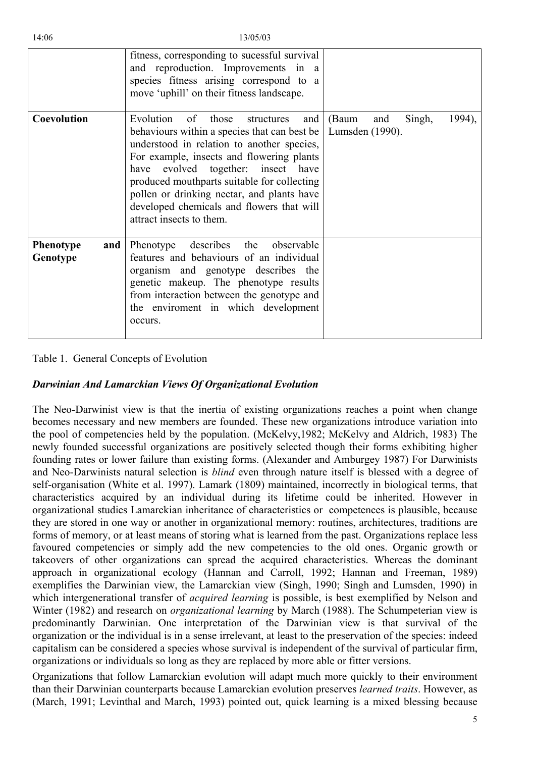| | | |
|---|---|---|
| | fitness, corresponding to sucessful survival and reproduction. Improvements in a species fitness arising correspond to a move 'uphill' on their fitness landscape. | |
| **Coevolution** | Evolution of those structures and behaviours within a species that can best be understood in relation to another species, For example, insects and flowering plants have evolved together: insect have produced mouthparts suitable for collecting pollen or drinking nectar, and plants have developed chemicals and flowers that will attract insects to them. | (Baum and Singh, 1994), Lumsden (1990). |
| **Phenotype and Genotype** | Phenotype describes the observable features and behaviours of an individual organism and genotype describes the genetic makeup. The phenotype results from interaction between the genotype and the enviroment in which development occurs. | |

Table 1. General Concepts of Evolution

***Darwinian And Lamarckian Views Of Organizational Evolution***

The Neo-Darwinist view is that the inertia of existing organizations reaches a point when change becomes necessary and new members are founded. These new organizations introduce variation into the pool of competencies held by the population. (McKelvy,1982; McKelvy and Aldrich, 1983) The newly founded successful organizations are positively selected though their forms exhibiting higher founding rates or lower failure than existing forms. (Alexander and Amburgey 1987) For Darwinists and Neo-Darwinists natural selection is *blind* even through nature itself is blessed with a degree of self-organisation (White et al. 1997). Lamark (1809) maintained, incorrectly in biological terms, that characteristics acquired by an individual during its lifetime could be inherited. However in organizational studies Lamarckian inheritance of characteristics or competences is plausible, because they are stored in one way or another in organizational memory: routines, architectures, traditions are forms of memory, or at least means of storing what is learned from the past. Organizations replace less favoured competencies or simply add the new competencies to the old ones. Organic growth or takeovers of other organizations can spread the acquired characteristics. Whereas the dominant approach in organizational ecology (Hannan and Carroll, 1992; Hannan and Freeman, 1989) exemplifies the Darwinian view, the Lamarckian view (Singh, 1990; Singh and Lumsden, 1990) in which intergenerational transfer of *acquired learning* is possible, is best exemplified by Nelson and Winter (1982) and research on *organizational learning* by March (1988). The Schumpeterian view is predominantly Darwinian. One interpretation of the Darwinian view is that survival of the organization or the individual is in a sense irrelevant, at least to the preservation of the species: indeed capitalism can be considered a species whose survival is independent of the survival of particular firm, organizations or individuals so long as they are replaced by more able or fitter versions.

Organizations that follow Lamarckian evolution will adapt much more quickly to their environment than their Darwinian counterparts because Lamarckian evolution preserves *learned traits*. However, as (March, 1991; Levinthal and March, 1993) pointed out, quick learning is a mixed blessing because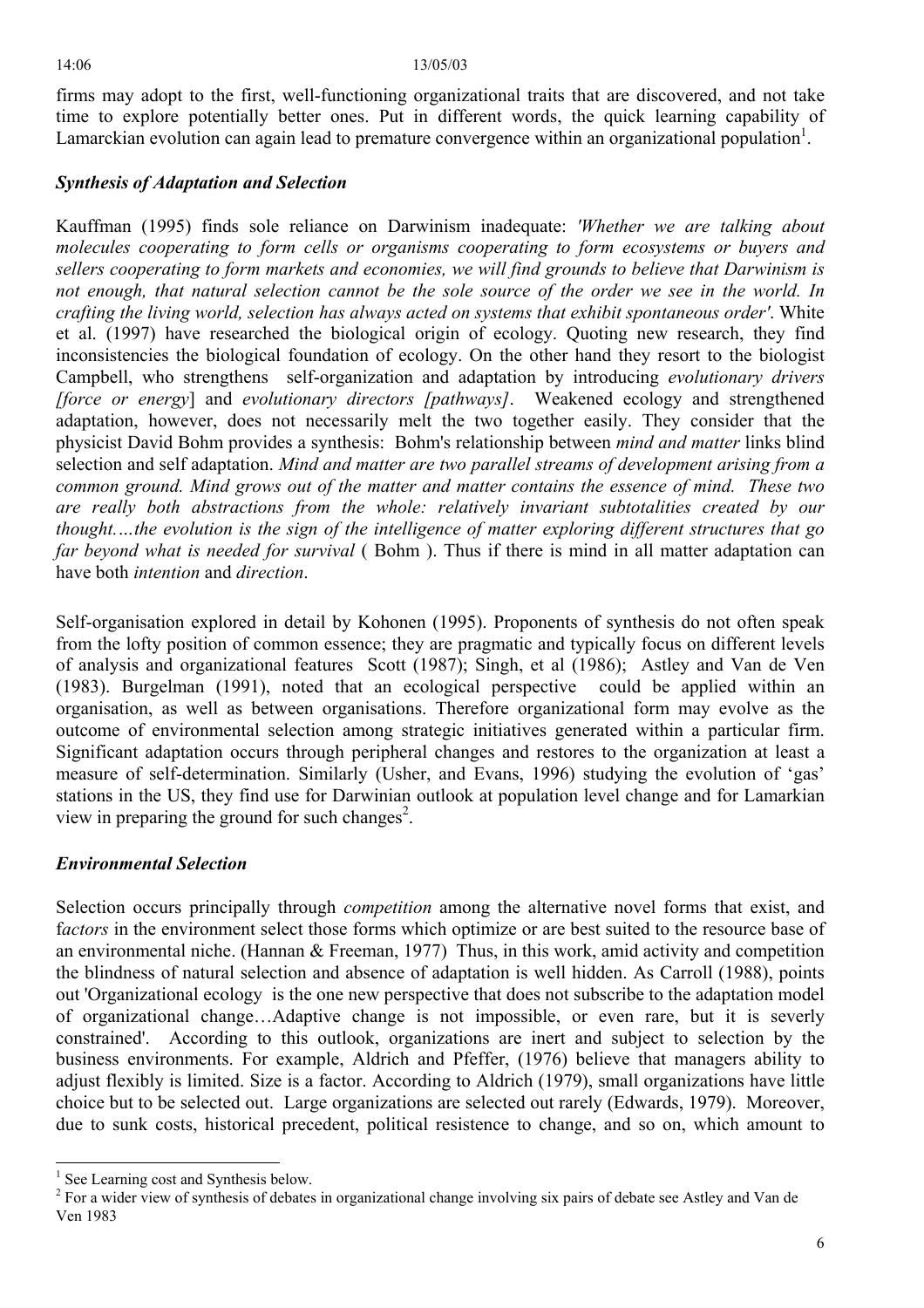firms may adopt to the first, well-functioning organizational traits that are discovered, and not take time to explore potentially better ones. Put in different words, the quick learning capability of Lamarckian evolution can again lead to premature convergence within an organizational population[1].

### *Synthesis of Adaptation and Selection*

Kauffman (1995) finds sole reliance on Darwinism inadequate: *'Whether we are talking about molecules cooperating to form cells or organisms cooperating to form ecosystems or buyers and sellers cooperating to form markets and economies, we will find grounds to believe that Darwinism is not enough, that natural selection cannot be the sole source of the order we see in the world. In crafting the living world, selection has always acted on systems that exhibit spontaneous order'*. White et al. (1997) have researched the biological origin of ecology. Quoting new research, they find inconsistencies the biological foundation of ecology. On the other hand they resort to the biologist Campbell, who strengthens self-organization and adaptation by introducing *evolutionary drivers [force or energy*] and *evolutionary directors [pathways]*. Weakened ecology and strengthened adaptation, however, does not necessarily melt the two together easily. They consider that the physicist David Bohm provides a synthesis: Bohm's relationship between *mind and matter* links blind selection and self adaptation. *Mind and matter are two parallel streams of development arising from a common ground. Mind grows out of the matter and matter contains the essence of mind. These two are really both abstractions from the whole: relatively invariant subtotalities created by our thought….the evolution is the sign of the intelligence of matter exploring different structures that go far beyond what is needed for survival* ( Bohm ). Thus if there is mind in all matter adaptation can have both *intention* and *direction*.

Self-organisation explored in detail by Kohonen (1995). Proponents of synthesis do not often speak from the lofty position of common essence; they are pragmatic and typically focus on different levels of analysis and organizational features Scott (1987); Singh, et al (1986); Astley and Van de Ven (1983). Burgelman (1991), noted that an ecological perspective could be applied within an organisation, as well as between organisations. Therefore organizational form may evolve as the outcome of environmental selection among strategic initiatives generated within a particular firm. Significant adaptation occurs through peripheral changes and restores to the organization at least a measure of self-determination. Similarly (Usher, and Evans, 1996) studying the evolution of 'gas' stations in the US, they find use for Darwinian outlook at population level change and for Lamarkian view in preparing the ground for such changes[2].

### *Environmental Selection*

Selection occurs principally through *competition* among the alternative novel forms that exist, and f*actors* in the environment select those forms which optimize or are best suited to the resource base of an environmental niche. (Hannan & Freeman, 1977) Thus, in this work, amid activity and competition the blindness of natural selection and absence of adaptation is well hidden. As Carroll (1988), points out 'Organizational ecology is the one new perspective that does not subscribe to the adaptation model of organizational change…Adaptive change is not impossible, or even rare, but it is severly constrained'. According to this outlook, organizations are inert and subject to selection by the business environments. For example, Aldrich and Pfeffer, (1976) believe that managers ability to adjust flexibly is limited. Size is a factor. According to Aldrich (1979), small organizations have little choice but to be selected out. Large organizations are selected out rarely (Edwards, 1979). Moreover, due to sunk costs, historical precedent, political resistence to change, and so on, which amount to

---

[1] See Learning cost and Synthesis below.

[2] For a wider view of synthesis of debates in organizational change involving six pairs of debate see Astley and Van de Ven 1983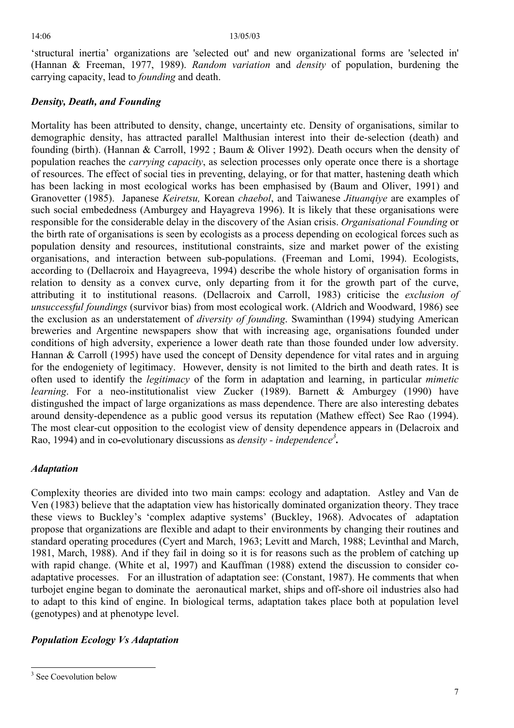'structural inertia' organizations are 'selected out' and new organizational forms are 'selected in' (Hannan & Freeman, 1977, 1989). *Random variation* and *density* of population, burdening the carrying capacity, lead to *founding* and death.

### *Density, Death, and Founding*

Mortality has been attributed to density, change, uncertainty etc. Density of organisations, similar to demographic density, has attracted parallel Malthusian interest into their de-selection (death) and founding (birth). (Hannan & Carroll, 1992 ; Baum & Oliver 1992). Death occurs when the density of population reaches the *carrying capacity*, as selection processes only operate once there is a shortage of resources. The effect of social ties in preventing, delaying, or for that matter, hastening death which has been lacking in most ecological works has been emphasised by (Baum and Oliver, 1991) and Granovetter (1985). Japanese *Keiretsu,* Korean *chaebol*, and Taiwanese *Jituanqiye* are examples of such social embededness (Amburgey and Hayagreva 1996). It is likely that these organisations were responsible for the considerable delay in the discovery of the Asian crisis. *Organisational Founding* or the birth rate of organisations is seen by ecologists as a process depending on ecological forces such as population density and resources, institutional constraints, size and market power of the existing organisations, and interaction between sub-populations. (Freeman and Lomi, 1994). Ecologists, according to (Dellacroix and Hayagreeva, 1994) describe the whole history of organisation forms in relation to density as a convex curve, only departing from it for the growth part of the curve, attributing it to institutional reasons. (Dellacroix and Carroll, 1983) criticise the *exclusion of unsuccessful foundings* (survivor bias) from most ecological work. (Aldrich and Woodward, 1986) see the exclusion as an understatement of *diversity of founding*. Swaminthan (1994) studying American breweries and Argentine newspapers show that with increasing age, organisations founded under conditions of high adversity, experience a lower death rate than those founded under low adversity. Hannan & Carroll (1995) have used the concept of Density dependence for vital rates and in arguing for the endogeniety of legitimacy. However, density is not limited to the birth and death rates. It is often used to identify the *legitimacy* of the form in adaptation and learning, in particular *mimetic learning*. For a neo-institutionalist view Zucker (1989). Barnett & Amburgey (1990) have distingushed the impact of large organizations as mass dependence. There are also interesting debates around density-dependence as a public good versus its reputation (Mathew effect) See Rao (1994). The most clear-cut opposition to the ecologist view of density dependence appears in (Delacroix and Rao, 1994) and in co-evolutionary discussions as *density - independence*[3]**.**

### *Adaptation*

Complexity theories are divided into two main camps: ecology and adaptation. Astley and Van de Ven (1983) believe that the adaptation view has historically dominated organization theory. They trace these views to Buckley's 'complex adaptive systems' (Buckley, 1968). Advocates of adaptation propose that organizations are flexible and adapt to their environments by changing their routines and standard operating procedures (Cyert and March, 1963; Levitt and March, 1988; Levinthal and March, 1981, March, 1988). And if they fail in doing so it is for reasons such as the problem of catching up with rapid change. (White et al, 1997) and Kauffman (1988) extend the discussion to consider co-adaptative processes. For an illustration of adaptation see: (Constant, 1987). He comments that when turbojet engine began to dominate the aeronautical market, ships and off-shore oil industries also had to adapt to this kind of engine. In biological terms, adaptation takes place both at population level (genotypes) and at phenotype level.

### *Population Ecology Vs Adaptation*

---

[3] See Coevolution below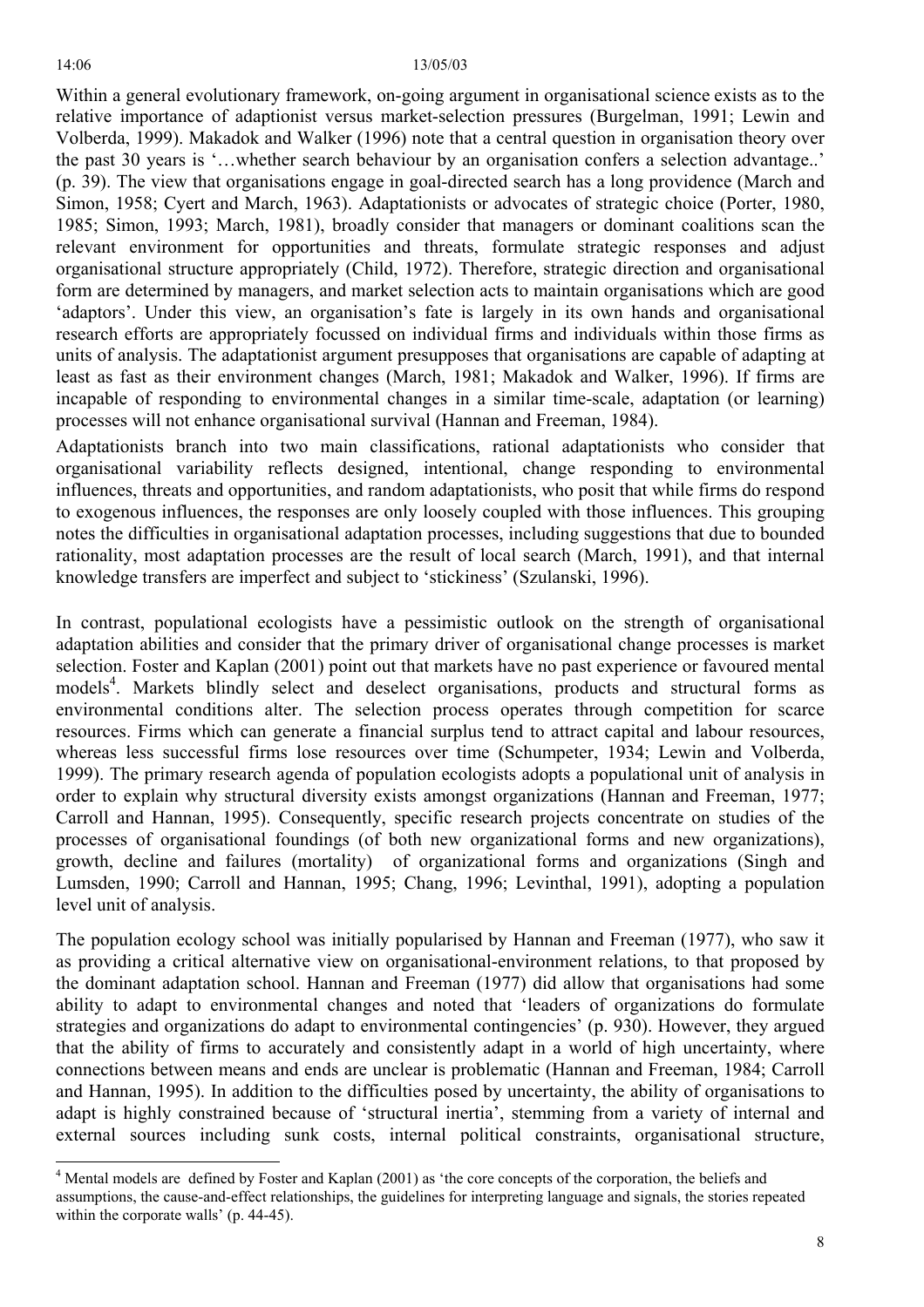Within a general evolutionary framework, on-going argument in organisational science exists as to the relative importance of adaptionist versus market-selection pressures (Burgelman, 1991; Lewin and Volberda, 1999). Makadok and Walker (1996) note that a central question in organisation theory over the past 30 years is '…whether search behaviour by an organisation confers a selection advantage..' (p. 39). The view that organisations engage in goal-directed search has a long providence (March and Simon, 1958; Cyert and March, 1963). Adaptationists or advocates of strategic choice (Porter, 1980, 1985; Simon, 1993; March, 1981), broadly consider that managers or dominant coalitions scan the relevant environment for opportunities and threats, formulate strategic responses and adjust organisational structure appropriately (Child, 1972). Therefore, strategic direction and organisational form are determined by managers, and market selection acts to maintain organisations which are good 'adaptors'. Under this view, an organisation's fate is largely in its own hands and organisational research efforts are appropriately focussed on individual firms and individuals within those firms as units of analysis. The adaptationist argument presupposes that organisations are capable of adapting at least as fast as their environment changes (March, 1981; Makadok and Walker, 1996). If firms are incapable of responding to environmental changes in a similar time-scale, adaptation (or learning) processes will not enhance organisational survival (Hannan and Freeman, 1984).

Adaptationists branch into two main classifications, rational adaptationists who consider that organisational variability reflects designed, intentional, change responding to environmental influences, threats and opportunities, and random adaptationists, who posit that while firms do respond to exogenous influences, the responses are only loosely coupled with those influences. This grouping notes the difficulties in organisational adaptation processes, including suggestions that due to bounded rationality, most adaptation processes are the result of local search (March, 1991), and that internal knowledge transfers are imperfect and subject to 'stickiness' (Szulanski, 1996).

In contrast, populational ecologists have a pessimistic outlook on the strength of organisational adaptation abilities and consider that the primary driver of organisational change processes is market selection. Foster and Kaplan (2001) point out that markets have no past experience or favoured mental models[4]. Markets blindly select and deselect organisations, products and structural forms as environmental conditions alter. The selection process operates through competition for scarce resources. Firms which can generate a financial surplus tend to attract capital and labour resources, whereas less successful firms lose resources over time (Schumpeter, 1934; Lewin and Volberda, 1999). The primary research agenda of population ecologists adopts a populational unit of analysis in order to explain why structural diversity exists amongst organizations (Hannan and Freeman, 1977; Carroll and Hannan, 1995). Consequently, specific research projects concentrate on studies of the processes of organisational foundings (of both new organizational forms and new organizations), growth, decline and failures (mortality) of organisational forms and organizations (Singh and Lumsden, 1990; Carroll and Hannan, 1995; Chang, 1996; Levinthal, 1991), adopting a population level unit of analysis.

The population ecology school was initially popularised by Hannan and Freeman (1977), who saw it as providing a critical alternative view on organisational-environment relations, to that proposed by the dominant adaptation school. Hannan and Freeman (1977) did allow that organisations had some ability to adapt to environmental changes and noted that 'leaders of organizations do formulate strategies and organizations do adapt to environmental contingencies' (p. 930). However, they argued that the ability of firms to accurately and consistently adapt in a world of high uncertainty, where connections between means and ends are unclear is problematic (Hannan and Freeman, 1984; Carroll and Hannan, 1995). In addition to the difficulties posed by uncertainty, the ability of organisations to adapt is highly constrained because of 'structural inertia', stemming from a variety of internal and external sources including sunk costs, internal political constraints, organisational structure,

---

[4] Mental models are defined by Foster and Kaplan (2001) as 'the core concepts of the corporation, the beliefs and assumptions, the cause-and-effect relationships, the guidelines for interpreting language and signals, the stories repeated within the corporate walls' (p. 44-45).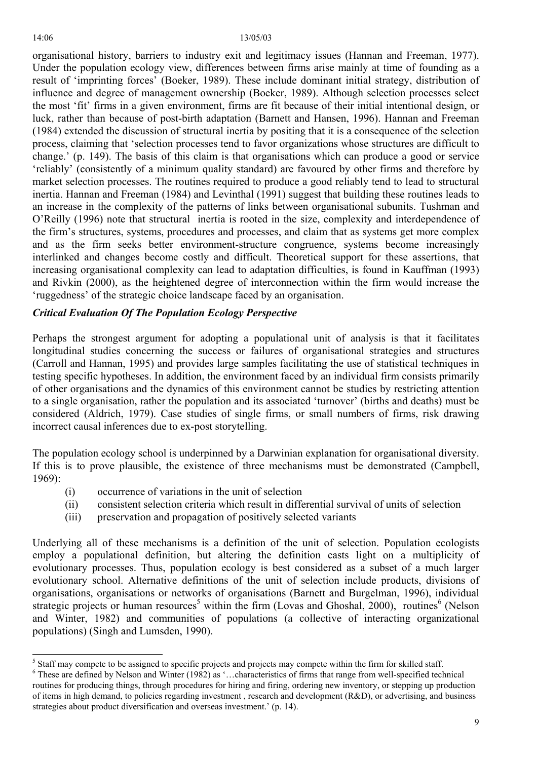organisational history, barriers to industry exit and legitimacy issues (Hannan and Freeman, 1977). Under the population ecology view, differences between firms arise mainly at time of founding as a result of 'imprinting forces' (Boeker, 1989). These include dominant initial strategy, distribution of influence and degree of management ownership (Boeker, 1989). Although selection processes select the most 'fit' firms in a given environment, firms are fit because of their initial intentional design, or luck, rather than because of post-birth adaptation (Barnett and Hansen, 1996). Hannan and Freeman (1984) extended the discussion of structural inertia by positing that it is a consequence of the selection process, claiming that 'selection processes tend to favor organizations whose structures are difficult to change.' (p. 149). The basis of this claim is that organisations which can produce a good or service 'reliably' (consistently of a minimum quality standard) are favoured by other firms and therefore by market selection processes. The routines required to produce a good reliably tend to lead to structural inertia. Hannan and Freeman (1984) and Levinthal (1991) suggest that building these routines leads to an increase in the complexity of the patterns of links between organisational subunits. Tushman and O'Reilly (1996) note that structural inertia is rooted in the size, complexity and interdependence of the firm's structures, systems, procedures and processes, and claim that as systems get more complex and as the firm seeks better environment-structure congruence, systems become increasingly interlinked and changes become costly and difficult. Theoretical support for these assertions, that increasing organisational complexity can lead to adaptation difficulties, is found in Kauffman (1993) and Rivkin (2000), as the heightened degree of interconnection within the firm would increase the 'ruggedness' of the strategic choice landscape faced by an organisation.

### *Critical Evaluation Of The Population Ecology Perspective*

Perhaps the strongest argument for adopting a populational unit of analysis is that it facilitates longitudinal studies concerning the success or failures of organisational strategies and structures (Carroll and Hannan, 1995) and provides large samples facilitating the use of statistical techniques in testing specific hypotheses. In addition, the environment faced by an individual firm consists primarily of other organisations and the dynamics of this environment cannot be studies by restricting attention to a single organisation, rather the population and its associated 'turnover' (births and deaths) must be considered (Aldrich, 1979). Case studies of single firms, or small numbers of firms, risk drawing incorrect causal inferences due to ex-post storytelling.

The population ecology school is underpinned by a Darwinian explanation for organisational diversity. If this is to prove plausible, the existence of three mechanisms must be demonstrated (Campbell, 1969):

(i) occurrence of variations in the unit of selection
(ii) consistent selection criteria which result in differential survival of units of selection
(iii) preservation and propagation of positively selected variants

Underlying all of these mechanisms is a definition of the unit of selection. Population ecologists employ a populational definition, but altering the definition casts light on a multiplicity of evolutionary processes. Thus, population ecology is best considered as a subset of a much larger evolutionary school. Alternative definitions of the unit of selection include products, divisions of organisations, organisations or networks of organisations (Barnett and Burgelman, 1996), individual strategic projects or human resources[5] within the firm (Lovas and Ghoshal, 2000), routines[6] (Nelson and Winter, 1982) and communities of populations (a collective of interacting organizational populations) (Singh and Lumsden, 1990).

---

[5] Staff may compete to be assigned to specific projects and projects may compete within the firm for skilled staff.

[6] These are defined by Nelson and Winter (1982) as '…characteristics of firms that range from well-specified technical routines for producing things, through procedures for hiring and firing, ordering new inventory, or stepping up production of items in high demand, to policies regarding investment , research and development (R&D), or advertising, and business strategies about product diversification and overseas investment.' (p. 14).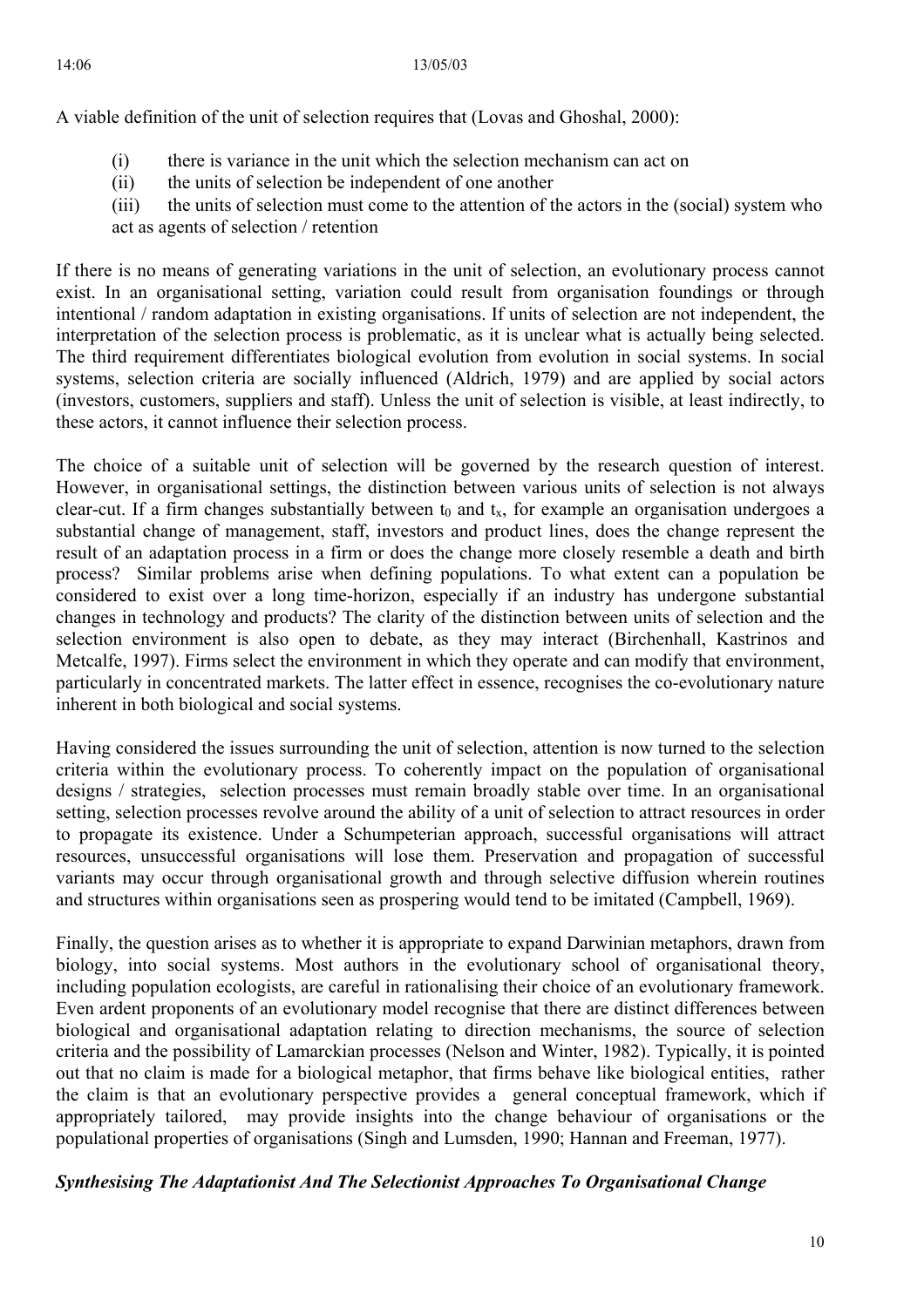A viable definition of the unit of selection requires that (Lovas and Ghoshal, 2000):

(i) there is variance in the unit which the selection mechanism can act on
(ii) the units of selection be independent of one another
(iii) the units of selection must come to the attention of the actors in the (social) system who act as agents of selection / retention

If there is no means of generating variations in the unit of selection, an evolutionary process cannot exist. In an organisational setting, variation could result from organisation foundings or through intentional / random adaptation in existing organisations. If units of selection are not independent, the interpretation of the selection process is problematic, as it is unclear what is actually being selected. The third requirement differentiates biological evolution from evolution in social systems. In social systems, selection criteria are socially influenced (Aldrich, 1979) and are applied by social actors (investors, customers, suppliers and staff). Unless the unit of selection is visible, at least indirectly, to these actors, it cannot influence their selection process.

The choice of a suitable unit of selection will be governed by the research question of interest. However, in organisational settings, the distinction between various units of selection is not always clear-cut. If a firm changes substantially between $t_0$ and $t_x$, for example an organisation undergoes a substantial change of management, staff, investors and product lines, does the change represent the result of an adaptation process in a firm or does the change more closely resemble a death and birth process? Similar problems arise when defining populations. To what extent can a population be considered to exist over a long time-horizon, especially if an industry has undergone substantial changes in technology and products? The clarity of the distinction between units of selection and the selection environment is also open to debate, as they may interact (Birchenhall, Kastrinos and Metcalfe, 1997). Firms select the environment in which they operate and can modify that environment, particularly in concentrated markets. The latter effect in essence, recognises the co-evolutionary nature inherent in both biological and social systems.

Having considered the issues surrounding the unit of selection, attention is now turned to the selection criteria within the evolutionary process. To coherently impact on the population of organisational designs / strategies, selection processes must remain broadly stable over time. In an organisational setting, selection processes revolve around the ability of a unit of selection to attract resources in order to propagate its existence. Under a Schumpeterian approach, successful organisations will attract resources, unsuccessful organisations will lose them. Preservation and propagation of successful variants may occur through organisational growth and through selective diffusion wherein routines and structures within organisations seen as prospering would tend to be imitated (Campbell, 1969).

Finally, the question arises as to whether it is appropriate to expand Darwinian metaphors, drawn from biology, into social systems. Most authors in the evolutionary school of organisational theory, including population ecologists, are careful in rationalising their choice of an evolutionary framework. Even ardent proponents of an evolutionary model recognise that there are distinct differences between biological and organisational adaptation relating to direction mechanisms, the source of selection criteria and the possibility of Lamarckian processes (Nelson and Winter, 1982). Typically, it is pointed out that no claim is made for a biological metaphor, that firms behave like biological entities, rather the claim is that an evolutionary perspective provides a general conceptual framework, which if appropriately tailored, may provide insights into the change behaviour of organisations or the populational properties of organisations (Singh and Lumsden, 1990; Hannan and Freeman, 1977).

### *Synthesising The Adaptationist And The Selectionist Approaches To Organisational Change*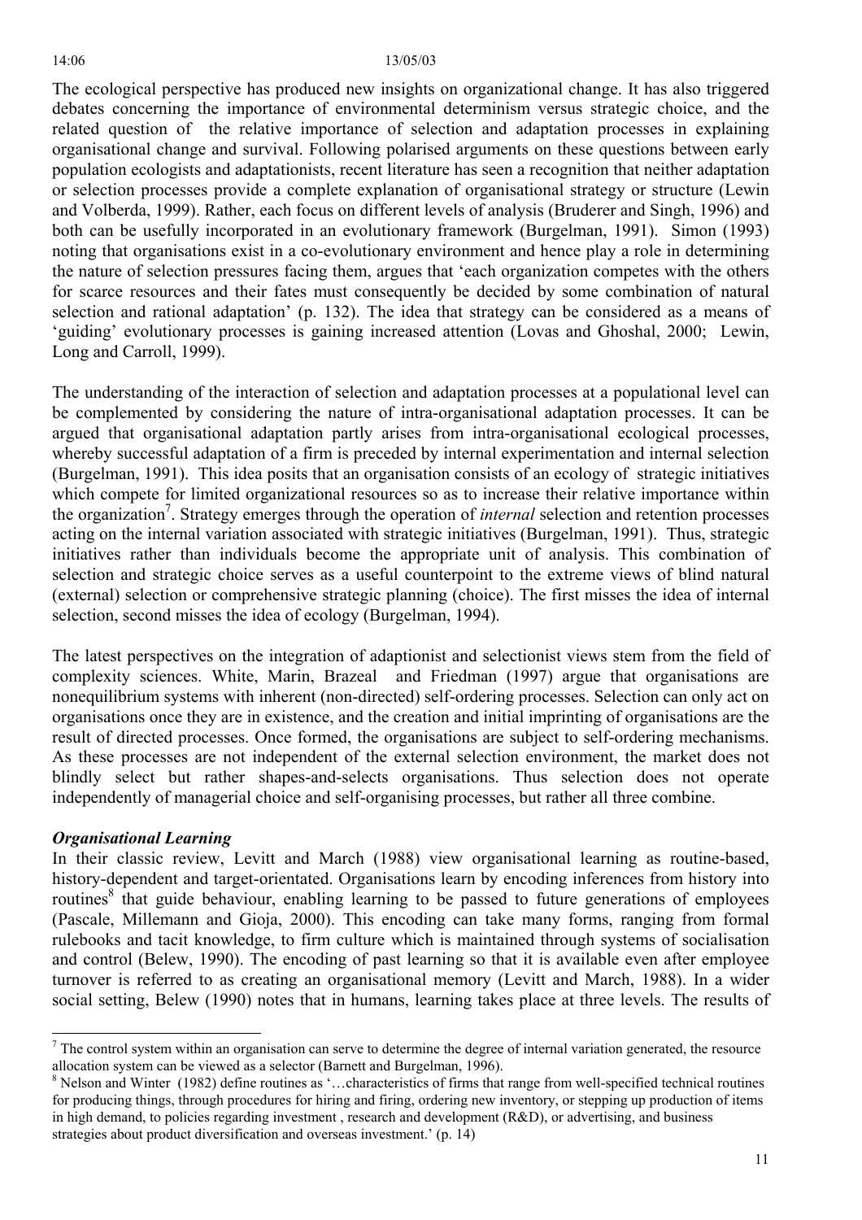The ecological perspective has produced new insights on organizational change. It has also triggered debates concerning the importance of environmental determinism versus strategic choice, and the related question of the relative importance of selection and adaptation processes in explaining organisational change and survival. Following polarised arguments on these questions between early population ecologists and adaptationists, recent literature has seen a recognition that neither adaptation or selection processes provide a complete explanation of organisational strategy or structure (Lewin and Volberda, 1999). Rather, each focus on different levels of analysis (Bruderer and Singh, 1996) and both can be usefully incorporated in an evolutionary framework (Burgelman, 1991). Simon (1993) noting that organisations exist in a co-evolutionary environment and hence play a role in determining the nature of selection pressures facing them, argues that 'each organization competes with the others for scarce resources and their fates must consequently be decided by some combination of natural selection and rational adaptation' (p. 132). The idea that strategy can be considered as a means of 'guiding' evolutionary processes is gaining increased attention (Lovas and Ghoshal, 2000; Lewin, Long and Carroll, 1999).

The understanding of the interaction of selection and adaptation processes at a populational level can be complemented by considering the nature of intra-organisational adaptation processes. It can be argued that organisational adaptation partly arises from intra-organisational ecological processes, whereby successful adaptation of a firm is preceded by internal experimentation and internal selection (Burgelman, 1991). This idea posits that an organisation consists of an ecology of strategic initiatives which compete for limited organizational resources so as to increase their relative importance within the organization[7]. Strategy emerges through the operation of *internal* selection and retention processes acting on the internal variation associated with strategic initiatives (Burgelman, 1991). Thus, strategic initiatives rather than individuals become the appropriate unit of analysis. This combination of selection and strategic choice serves as a useful counterpoint to the extreme views of blind natural (external) selection or comprehensive strategic planning (choice). The first misses the idea of internal selection, second misses the idea of ecology (Burgelman, 1994).

The latest perspectives on the integration of adaptionist and selectionist views stem from the field of complexity sciences. White, Marin, Brazeal and Friedman (1997) argue that organisations are nonequilibrium systems with inherent (non-directed) self-ordering processes. Selection can only act on organisations once they are in existence, and the creation and initial imprinting of organisations are the result of directed processes. Once formed, the organisations are subject to self-ordering mechanisms. As these processes are not independent of the external selection environment, the market does not blindly select but rather shapes-and-selects organisations. Thus selection does not operate independently of managerial choice and self-organising processes, but rather all three combine.

### *Organisational Learning*

In their classic review, Levitt and March (1988) view organisational learning as routine-based, history-dependent and target-orientated. Organisations learn by encoding inferences from history into routines[8] that guide behaviour, enabling learning to be passed to future generations of employees (Pascale, Millemann and Gioja, 2000). This encoding can take many forms, ranging from formal rulebooks and tacit knowledge, to firm culture which is maintained through systems of socialisation and control (Belew, 1990). The encoding of past learning so that it is available even after employee turnover is referred to as creating an organisational memory (Levitt and March, 1988). In a wider social setting, Belew (1990) notes that in humans, learning takes place at three levels. The results of

---

[7] The control system within an organisation can serve to determine the degree of internal variation generated, the resource allocation system can be viewed as a selector (Barnett and Burgelman, 1996).

[8] Nelson and Winter (1982) define routines as '…characteristics of firms that range from well-specified technical routines for producing things, through procedures for hiring and firing, ordering new inventory, or stepping up production of items in high demand, to policies regarding investment , research and development (R&D), or advertising, and business strategies about product diversification and overseas investment.' (p. 14)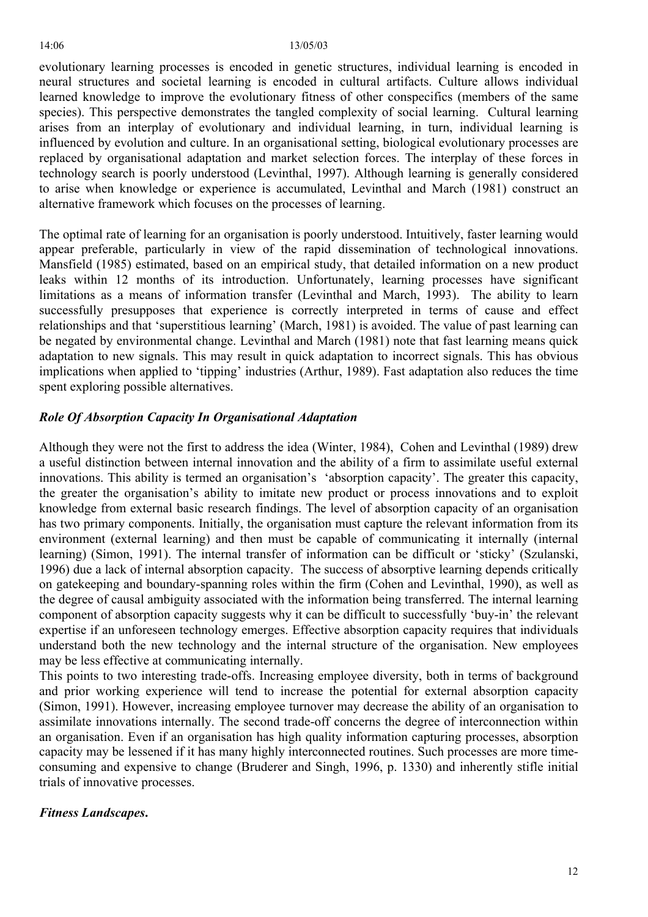evolutionary learning processes is encoded in genetic structures, individual learning is encoded in neural structures and societal learning is encoded in cultural artifacts. Culture allows individual learned knowledge to improve the evolutionary fitness of other conspecifics (members of the same species). This perspective demonstrates the tangled complexity of social learning. Cultural learning arises from an interplay of evolutionary and individual learning, in turn, individual learning is influenced by evolution and culture. In an organisational setting, biological evolutionary processes are replaced by organisational adaptation and market selection forces. The interplay of these forces in technology search is poorly understood (Levinthal, 1997). Although learning is generally considered to arise when knowledge or experience is accumulated, Levinthal and March (1981) construct an alternative framework which focuses on the processes of learning.

The optimal rate of learning for an organisation is poorly understood. Intuitively, faster learning would appear preferable, particularly in view of the rapid dissemination of technological innovations. Mansfield (1985) estimated, based on an empirical study, that detailed information on a new product leaks within 12 months of its introduction. Unfortunately, learning processes have significant limitations as a means of information transfer (Levinthal and March, 1993). The ability to learn successfully presupposes that experience is correctly interpreted in terms of cause and effect relationships and that 'superstitious learning' (March, 1981) is avoided. The value of past learning can be negated by environmental change. Levinthal and March (1981) note that fast learning means quick adaptation to new signals. This may result in quick adaptation to incorrect signals. This has obvious implications when applied to 'tipping' industries (Arthur, 1989). Fast adaptation also reduces the time spent exploring possible alternatives.

### *Role Of Absorption Capacity In Organisational Adaptation*

Although they were not the first to address the idea (Winter, 1984), Cohen and Levinthal (1989) drew a useful distinction between internal innovation and the ability of a firm to assimilate useful external innovations. This ability is termed an organisation's 'absorption capacity'. The greater this capacity, the greater the organisation's ability to imitate new product or process innovations and to exploit knowledge from external basic research findings. The level of absorption capacity of an organisation has two primary components. Initially, the organisation must capture the relevant information from its environment (external learning) and then must be capable of communicating it internally (internal learning) (Simon, 1991). The internal transfer of information can be difficult or 'sticky' (Szulanski, 1996) due a lack of internal absorption capacity. The success of absorptive learning depends critically on gatekeeping and boundary-spanning roles within the firm (Cohen and Levinthal, 1990), as well as the degree of causal ambiguity associated with the information being transferred. The internal learning component of absorption capacity suggests why it can be difficult to successfully 'buy-in' the relevant expertise if an unforeseen technology emerges. Effective absorption capacity requires that individuals understand both the new technology and the internal structure of the organisation. New employees may be less effective at communicating internally.

This points to two interesting trade-offs. Increasing employee diversity, both in terms of background and prior working experience will tend to increase the potential for external absorption capacity (Simon, 1991). However, increasing employee turnover may decrease the ability of an organisation to assimilate innovations internally. The second trade-off concerns the degree of interconnection within an organisation. Even if an organisation has high quality information capturing processes, absorption capacity may be lessened if it has many highly interconnected routines. Such processes are more time-consuming and expensive to change (Bruderer and Singh, 1996, p. 1330) and inherently stifle initial trials of innovative processes.

### ***Fitness Landscapes.***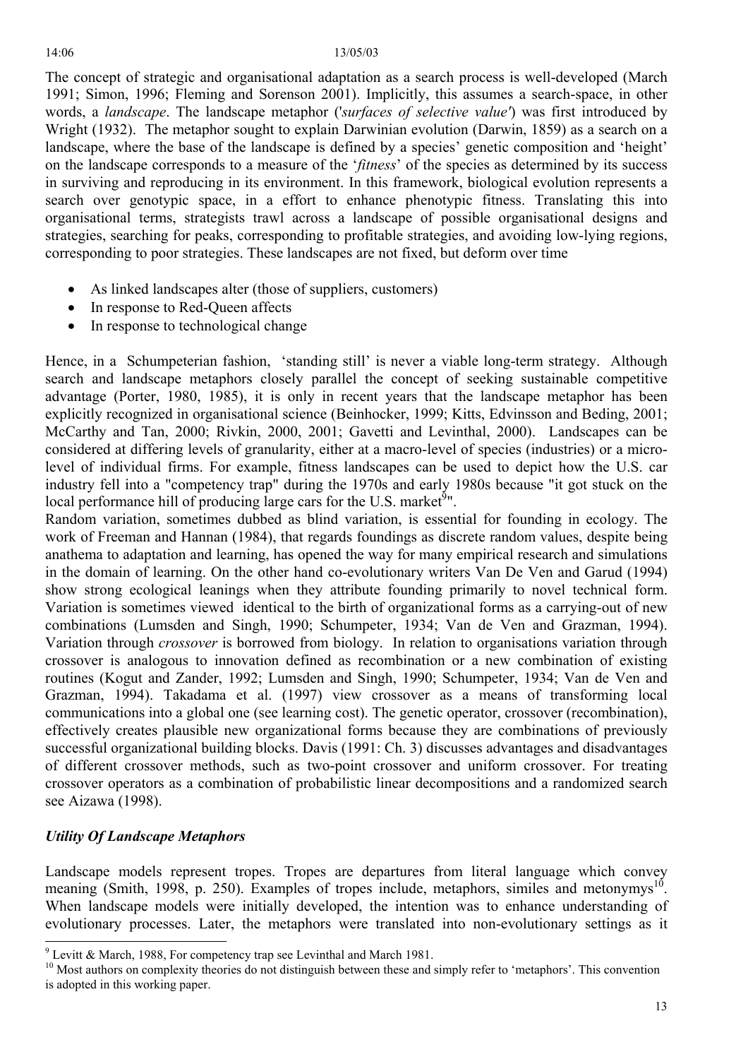The concept of strategic and organisational adaptation as a search process is well-developed (March 1991; Simon, 1996; Fleming and Sorenson 2001). Implicitly, this assumes a search-space, in other words, a *landscape*. The landscape metaphor ('*surfaces of selective value'*) was first introduced by Wright (1932). The metaphor sought to explain Darwinian evolution (Darwin, 1859) as a search on a landscape, where the base of the landscape is defined by a species' genetic composition and 'height' on the landscape corresponds to a measure of the '*fitness*' of the species as determined by its success in surviving and reproducing in its environment. In this framework, biological evolution represents a search over genotypic space, in a effort to enhance phenotypic fitness. Translating this into organisational terms, strategists trawl across a landscape of possible organisational designs and strategies, searching for peaks, corresponding to profitable strategies, and avoiding low-lying regions, corresponding to poor strategies. These landscapes are not fixed, but deform over time

- As linked landscapes alter (those of suppliers, customers)
- In response to Red-Queen affects
- In response to technological change

Hence, in a Schumpeterian fashion, 'standing still' is never a viable long-term strategy. Although search and landscape metaphors closely parallel the concept of seeking sustainable competitive advantage (Porter, 1980, 1985), it is only in recent years that the landscape metaphor has been explicitly recognized in organisational science (Beinhocker, 1999; Kitts, Edvinsson and Beding, 2001; McCarthy and Tan, 2000; Rivkin, 2000, 2001; Gavetti and Levinthal, 2000). Landscapes can be considered at differing levels of granularity, either at a macro-level of species (industries) or a micro-level of individual firms. For example, fitness landscapes can be used to depict how the U.S. car industry fell into a "competency trap" during the 1970s and early 1980s because "it got stuck on the local performance hill of producing large cars for the U.S. market[9]".

Random variation, sometimes dubbed as blind variation, is essential for founding in ecology. The work of Freeman and Hannan (1984), that regards foundings as discrete random values, despite being anathema to adaptation and learning, has opened the way for many empirical research and simulations in the domain of learning. On the other hand co-evolutionary writers Van De Ven and Garud (1994) show strong ecological leanings when they attribute founding primarily to novel technical form. Variation is sometimes viewed identical to the birth of organizational forms as a carrying-out of new combinations (Lumsden and Singh, 1990; Schumpeter, 1934; Van de Ven and Grazman, 1994). Variation through *crossover* is borrowed from biology. In relation to organisations variation through crossover is analogous to innovation defined as recombination or a new combination of existing routines (Kogut and Zander, 1992; Lumsden and Singh, 1990; Schumpeter, 1934; Van de Ven and Grazman, 1994). Takadama et al. (1997) view crossover as a means of transforming local communications into a global one (see learning cost). The genetic operator, crossover (recombination), effectively creates plausible new organizational forms because they are combinations of previously successful organizational building blocks. Davis (1991: Ch. 3) discusses advantages and disadvantages of different crossover methods, such as two-point crossover and uniform crossover. For treating crossover operators as a combination of probabilistic linear decompositions and a randomized search see Aizawa (1998).

### *Utility Of Landscape Metaphors*

Landscape models represent tropes. Tropes are departures from literal language which convey meaning (Smith, 1998, p. 250). Examples of tropes include, metaphors, similes and metonymys[10]. When landscape models were initially developed, the intention was to enhance understanding of evolutionary processes. Later, the metaphors were translated into non-evolutionary settings as it

---

[9] Levitt & March, 1988, For competency trap see Levinthal and March 1981.

[10] Most authors on complexity theories do not distinguish between these and simply refer to 'metaphors'. This convention is adopted in this working paper.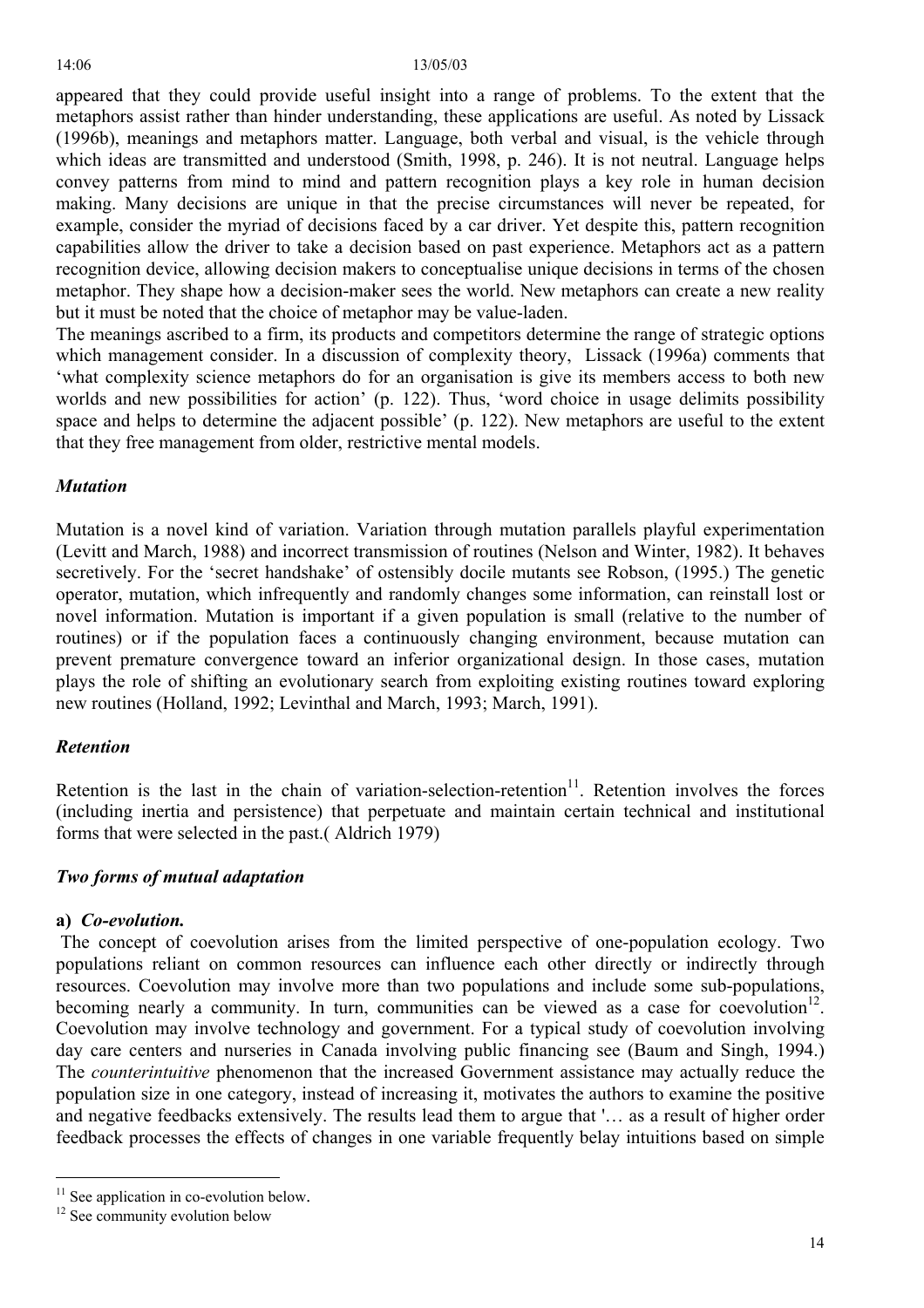appeared that they could provide useful insight into a range of problems. To the extent that the metaphors assist rather than hinder understanding, these applications are useful. As noted by Lissack (1996b), meanings and metaphors matter. Language, both verbal and visual, is the vehicle through which ideas are transmitted and understood (Smith, 1998, p. 246). It is not neutral. Language helps convey patterns from mind to mind and pattern recognition plays a key role in human decision making. Many decisions are unique in that the precise circumstances will never be repeated, for example, consider the myriad of decisions faced by a car driver. Yet despite this, pattern recognition capabilities allow the driver to take a decision based on past experience. Metaphors act as a pattern recognition device, allowing decision makers to conceptualise unique decisions in terms of the chosen metaphor. They shape how a decision-maker sees the world. New metaphors can create a new reality but it must be noted that the choice of metaphor may be value-laden.

The meanings ascribed to a firm, its products and competitors determine the range of strategic options which management consider. In a discussion of complexity theory, Lissack (1996a) comments that 'what complexity science metaphors do for an organisation is give its members access to both new worlds and new possibilities for action' (p. 122). Thus, 'word choice in usage delimits possibility space and helps to determine the adjacent possible' (p. 122). New metaphors are useful to the extent that they free management from older, restrictive mental models.

### *Mutation*

Mutation is a novel kind of variation. Variation through mutation parallels playful experimentation (Levitt and March, 1988) and incorrect transmission of routines (Nelson and Winter, 1982). It behaves secretively. For the 'secret handshake' of ostensibly docile mutants see Robson, (1995.) The genetic operator, mutation, which infrequently and randomly changes some information, can reinstall lost or novel information. Mutation is important if a given population is small (relative to the number of routines) or if the population faces a continuously changing environment, because mutation can prevent premature convergence toward an inferior organizational design. In those cases, mutation plays the role of shifting an evolutionary search from exploiting existing routines toward exploring new routines (Holland, 1992; Levinthal and March, 1993; March, 1991).

### *Retention*

Retention is the last in the chain of variation-selection-retention[11]. Retention involves the forces (including inertia and persistence) that perpetuate and maintain certain technical and institutional forms that were selected in the past.( Aldrich 1979)

### *Two forms of mutual adaptation*

**a)** ***Co-evolution.***

The concept of coevolution arises from the limited perspective of one-population ecology. Two populations reliant on common resources can influence each other directly or indirectly through resources. Coevolution may involve more than two populations and include some sub-populations, becoming nearly a community. In turn, communities can be viewed as a case for coevolution[12]. Coevolution may involve technology and government. For a typical study of coevolution involving day care centers and nurseries in Canada involving public financing see (Baum and Singh, 1994.) The *counterintuitive* phenomenon that the increased Government assistance may actually reduce the population size in one category, instead of increasing it, motivates the authors to examine the positive and negative feedbacks extensively. The results lead them to argue that '… as a result of higher order feedback processes the effects of changes in one variable frequently belay intuitions based on simple

[11] See application in co-evolution below.

[12] See community evolution below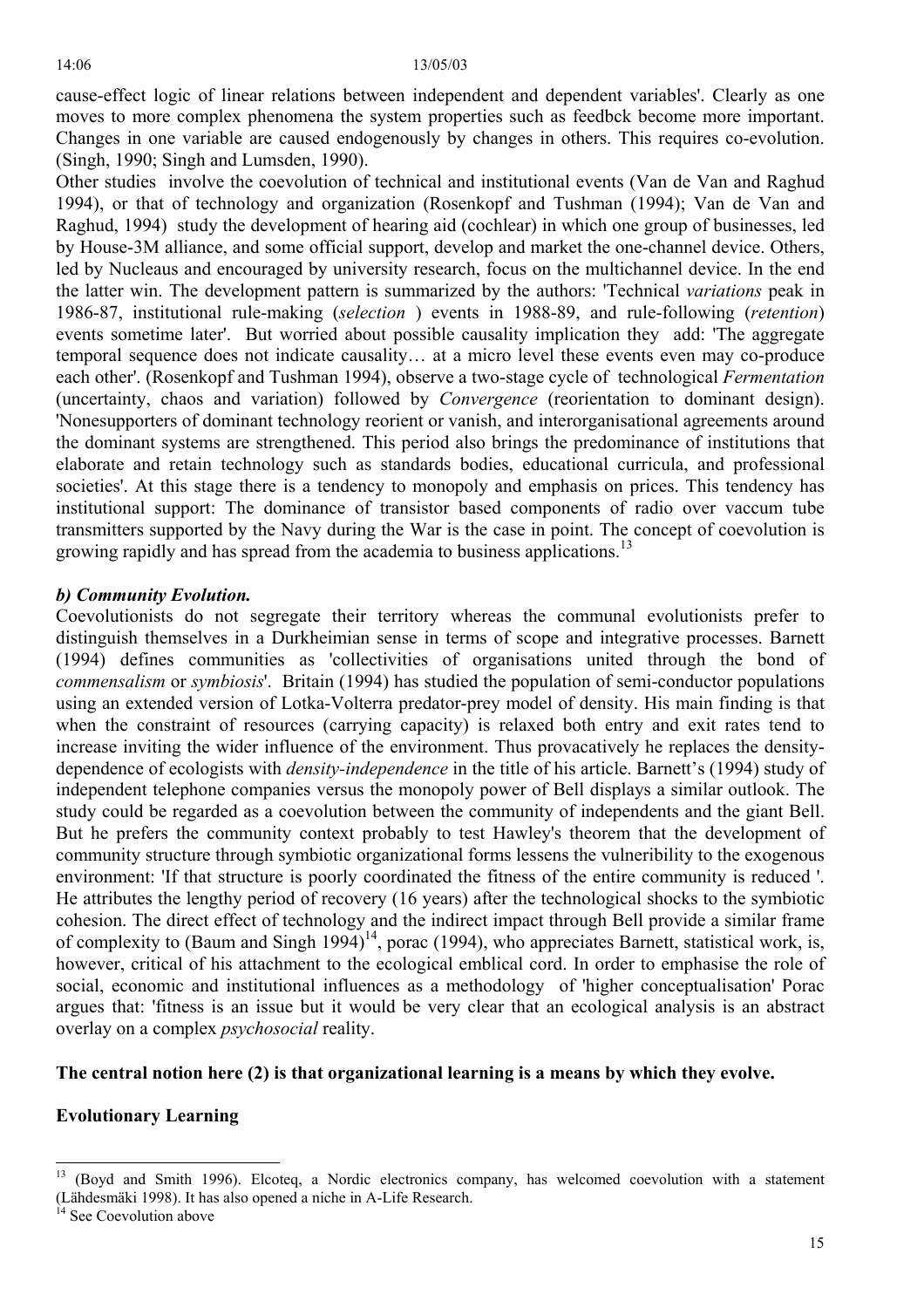cause-effect logic of linear relations between independent and dependent variables'. Clearly as one moves to more complex phenomena the system properties such as feedbck become more important. Changes in one variable are caused endogenously by changes in others. This requires co-evolution. (Singh, 1990; Singh and Lumsden, 1990).

Other studies involve the coevolution of technical and institutional events (Van de Van and Raghud 1994), or that of technology and organization (Rosenkopf and Tushman (1994); Van de Van and Raghud, 1994) study the development of hearing aid (cochlear) in which one group of businesses, led by House-3M alliance, and some official support, develop and market the one-channel device. Others, led by Nucleaus and encouraged by university research, focus on the multichannel device. In the end the latter win. The development pattern is summarized by the authors: 'Technical *variations* peak in 1986-87, institutional rule-making (*selection* ) events in 1988-89, and rule-following (*retention*) events sometime later'. But worried about possible causality implication they add: 'The aggregate temporal sequence does not indicate causality… at a micro level these events even may co-produce each other'. (Rosenkopf and Tushman 1994), observe a two-stage cycle of technological *Fermentation* (uncertainty, chaos and variation) followed by *Convergence* (reorientation to dominant design). 'Nonesupporters of dominant technology reorient or vanish, and interorganisational agreements around the dominant systems are strengthened. This period also brings the predominance of institutions that elaborate and retain technology such as standards bodies, educational curricula, and professional societies'. At this stage there is a tendency to monopoly and emphasis on prices. This tendency has institutional support: The dominance of transistor based components of radio over vaccum tube transmitters supported by the Navy during the War is the case in point. The concept of coevolution is growing rapidly and has spread from the academia to business applications.[13]

### *b) Community Evolution.*

Coevolutionists do not segregate their territory whereas the communal evolutionists prefer to distinguish themselves in a Durkheimian sense in terms of scope and integrative processes. Barnett (1994) defines communities as 'collectivities of organisations united through the bond of *commensalism* or *symbiosis*'. Britain (1994) has studied the population of semi-conductor populations using an extended version of Lotka-Volterra predator-prey model of density. His main finding is that when the constraint of resources (carrying capacity) is relaxed both entry and exit rates tend to increase inviting the wider influence of the environment. Thus provacatively he replaces the density-dependence of ecologists with *density-independence* in the title of his article. Barnett's (1994) study of independent telephone companies versus the monopoly power of Bell displays a similar outlook. The study could be regarded as a coevolution between the community of independents and the giant Bell. But he prefers the community context probably to test Hawley's theorem that the development of community structure through symbiotic organizational forms lessens the vulneribility to the exogenous environment: 'If that structure is poorly coordinated the fitness of the entire community is reduced '. He attributes the lengthy period of recovery (16 years) after the technological shocks to the symbiotic cohesion. The direct effect of technology and the indirect impact through Bell provide a similar frame of complexity to (Baum and Singh 1994)[14], porac (1994), who appreciates Barnett, statistical work, is, however, critical of his attachment to the ecological emblical cord. In order to emphasise the role of social, economic and institutional influences as a methodology of 'higher conceptualisation' Porac argues that: 'fitness is an issue but it would be very clear that an ecological analysis is an abstract overlay on a complex *psychosocial* reality.

**The central notion here (2) is that organizational learning is a means by which they evolve.**

**Evolutionary Learning**

---

[13] (Boyd and Smith 1996). Elcoteq, a Nordic electronics company, has welcomed coevolution with a statement (Lähdesmäki 1998). It has also opened a niche in A-Life Research.

[14] See Coevolution above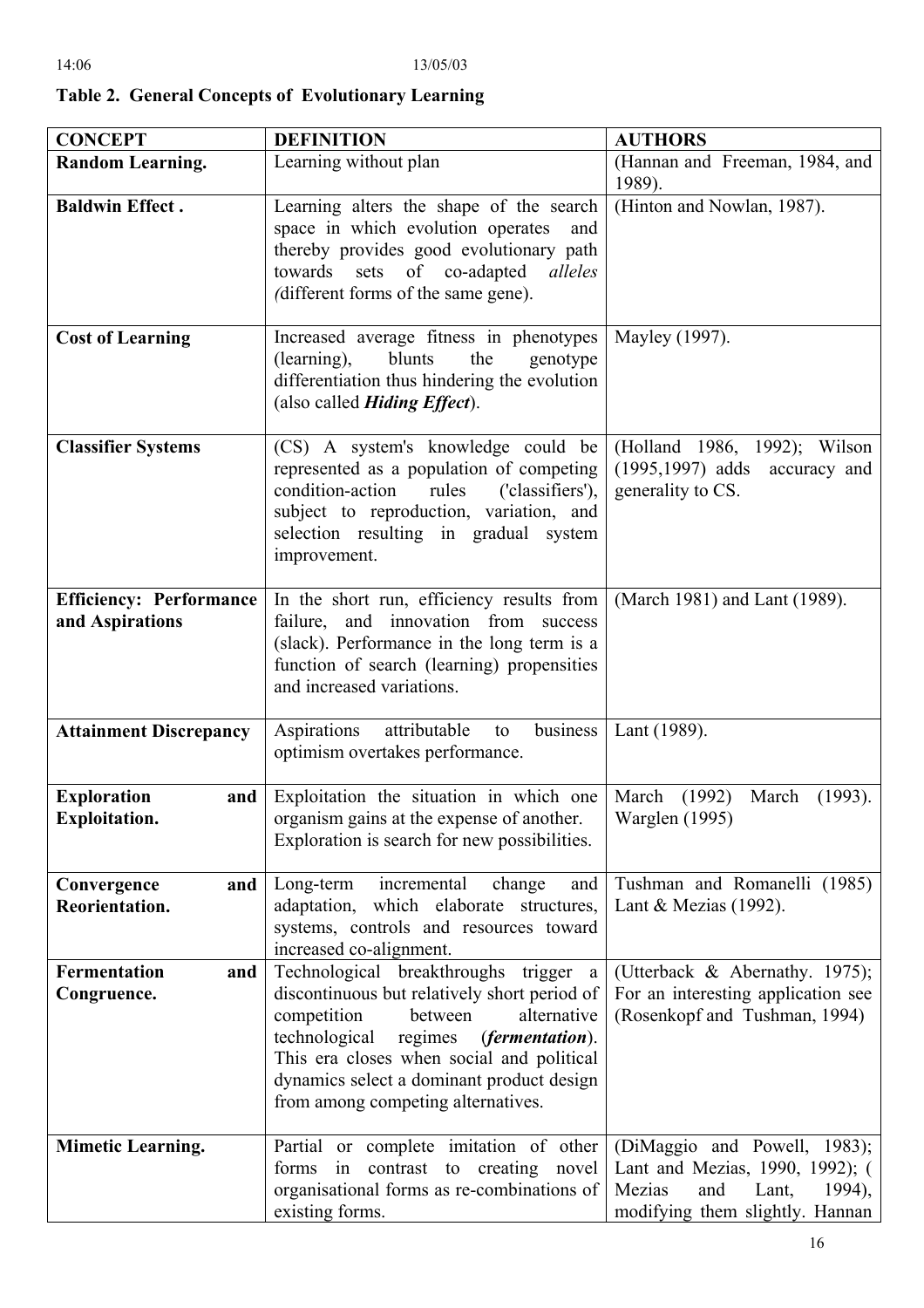**Table 2. General Concepts of Evolutionary Learning**

| **CONCEPT** | **DEFINITION** | **AUTHORS** |
|---|---|---|
| **Random Learning.** | Learning without plan | (Hannan and Freeman, 1984, and 1989). |
| **Baldwin Effect .** | Learning alters the shape of the search space in which evolution operates and thereby provides good evolutionary path towards sets of co-adapted *alleles (*different forms of the same gene). | (Hinton and Nowlan, 1987). |
| **Cost of Learning** | Increased average fitness in phenotypes (learning), blunts the genotype differentiation thus hindering the evolution (also called ***Hiding Effect***). | Mayley (1997). |
| **Classifier Systems** | (CS) A system's knowledge could be represented as a population of competing condition-action rules ('classifiers'), subject to reproduction, variation, and selection resulting in gradual system improvement. | (Holland 1986, 1992); Wilson (1995,1997) adds accuracy and generality to CS. |
| **Efficiency: Performance and Aspirations** | In the short run, efficiency results from failure, and innovation from success (slack). Performance in the long term is a function of search (learning) propensities and increased variations. | (March 1981) and Lant (1989). |
| **Attainment Discrepancy** | Aspirations attributable to business optimism overtakes performance. | Lant (1989). |
| **Exploration and Exploitation.** | Exploitation the situation in which one organism gains at the expense of another. Exploration is search for new possibilities. | March (1992) March (1993). Warglen (1995) |
| **Convergence and Reorientation.** | Long-term incremental change and adaptation, which elaborate structures, systems, controls and resources toward increased co-alignment. | Tushman and Romanelli (1985) Lant & Mezias (1992). |
| **Fermentation and Congruence.** | Technological breakthroughs trigger a discontinuous but relatively short period of competition between alternative technological regimes (***fermentation***). This era closes when social and political dynamics select a dominant product design from among competing alternatives. | (Utterback & Abernathy. 1975); For an interesting application see (Rosenkopf and Tushman, 1994) |
| **Mimetic Learning.** | Partial or complete imitation of other forms in contrast to creating novel organisational forms as re-combinations of existing forms. | (DiMaggio and Powell, 1983); Lant and Mezias, 1990, 1992); ( Mezias and Lant, 1994), modifying them slightly. Hannan |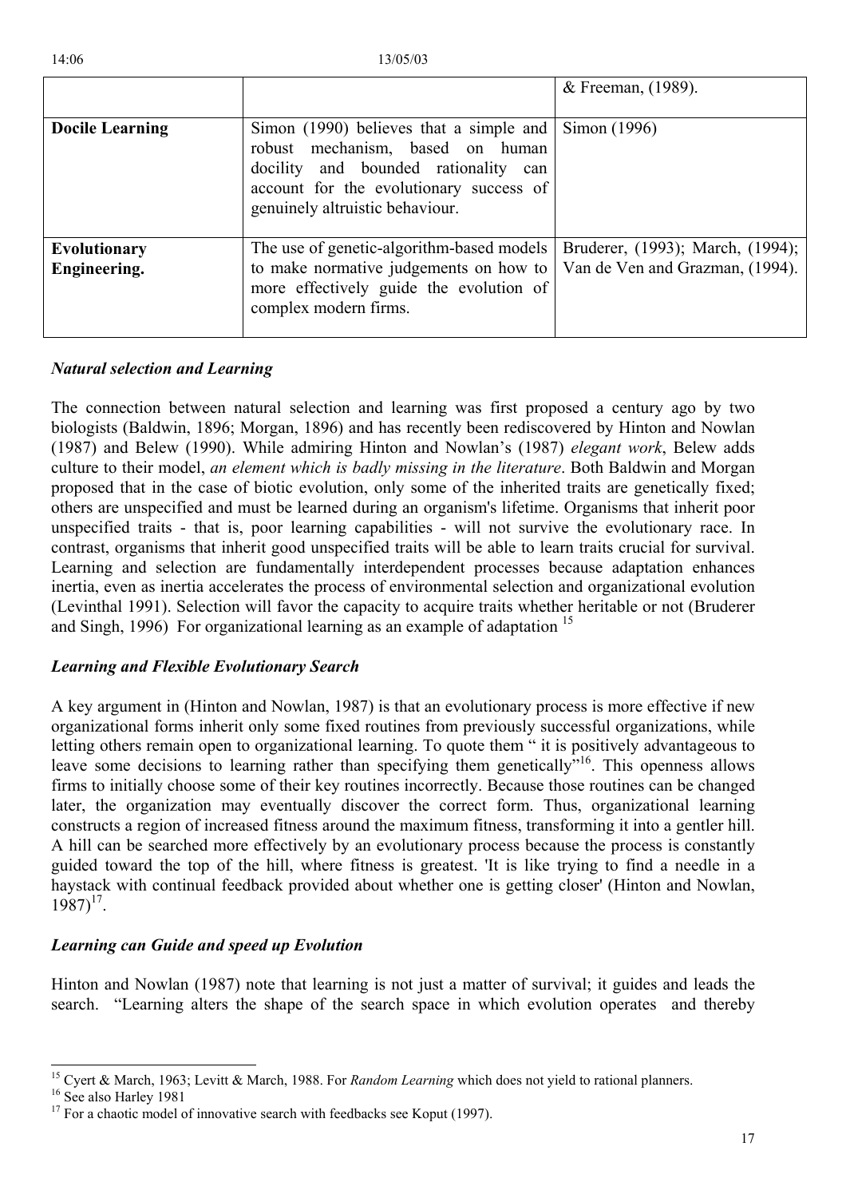| | | & Freeman, (1989). |
|---|---|---|
| **Docile Learning** | Simon (1990) believes that a simple and robust mechanism, based on human docility and bounded rationality can account for the evolutionary success of genuinely altruistic behaviour. | Simon (1996) |
| **Evolutionary Engineering.** | The use of genetic-algorithm-based models to make normative judgements on how to more effectively guide the evolution of complex modern firms. | Bruderer, (1993); March, (1994); Van de Ven and Grazman, (1994). |

***Natural selection and Learning***

The connection between natural selection and learning was first proposed a century ago by two biologists (Baldwin, 1896; Morgan, 1896) and has recently been rediscovered by Hinton and Nowlan (1987) and Belew (1990). While admiring Hinton and Nowlan's (1987) *elegant work*, Belew adds culture to their model, *an element which is badly missing in the literature*. Both Baldwin and Morgan proposed that in the case of biotic evolution, only some of the inherited traits are genetically fixed; others are unspecified and must be learned during an organism's lifetime. Organisms that inherit poor unspecified traits - that is, poor learning capabilities - will not survive the evolutionary race. In contrast, organisms that inherit good unspecified traits will be able to learn traits crucial for survival. Learning and selection are fundamentally interdependent processes because adaptation enhances inertia, even as inertia accelerates the process of environmental selection and organizational evolution (Levinthal 1991). Selection will favor the capacity to acquire traits whether heritable or not (Bruderer and Singh, 1996) For organizational learning as an example of adaptation [15]

***Learning and Flexible Evolutionary Search***

A key argument in (Hinton and Nowlan, 1987) is that an evolutionary process is more effective if new organizational forms inherit only some fixed routines from previously successful organizations, while letting others remain open to organizational learning. To quote them " it is positively advantageous to leave some decisions to learning rather than specifying them genetically"[16]. This openness allows firms to initially choose some of their key routines incorrectly. Because those routines can be changed later, the organization may eventually discover the correct form. Thus, organizational learning constructs a region of increased fitness around the maximum fitness, transforming it into a gentler hill. A hill can be searched more effectively by an evolutionary process because the process is constantly guided toward the top of the hill, where fitness is greatest. 'It is like trying to find a needle in a haystack with continual feedback provided about whether one is getting closer' (Hinton and Nowlan, 1987)[17].

***Learning can Guide and speed up Evolution***

Hinton and Nowlan (1987) note that learning is not just a matter of survival; it guides and leads the search. "Learning alters the shape of the search space in which evolution operates and thereby

---

[15] Cyert & March, 1963; Levitt & March, 1988. For *Random Learning* which does not yield to rational planners.

[16] See also Harley 1981

[17] For a chaotic model of innovative search with feedbacks see Koput (1997).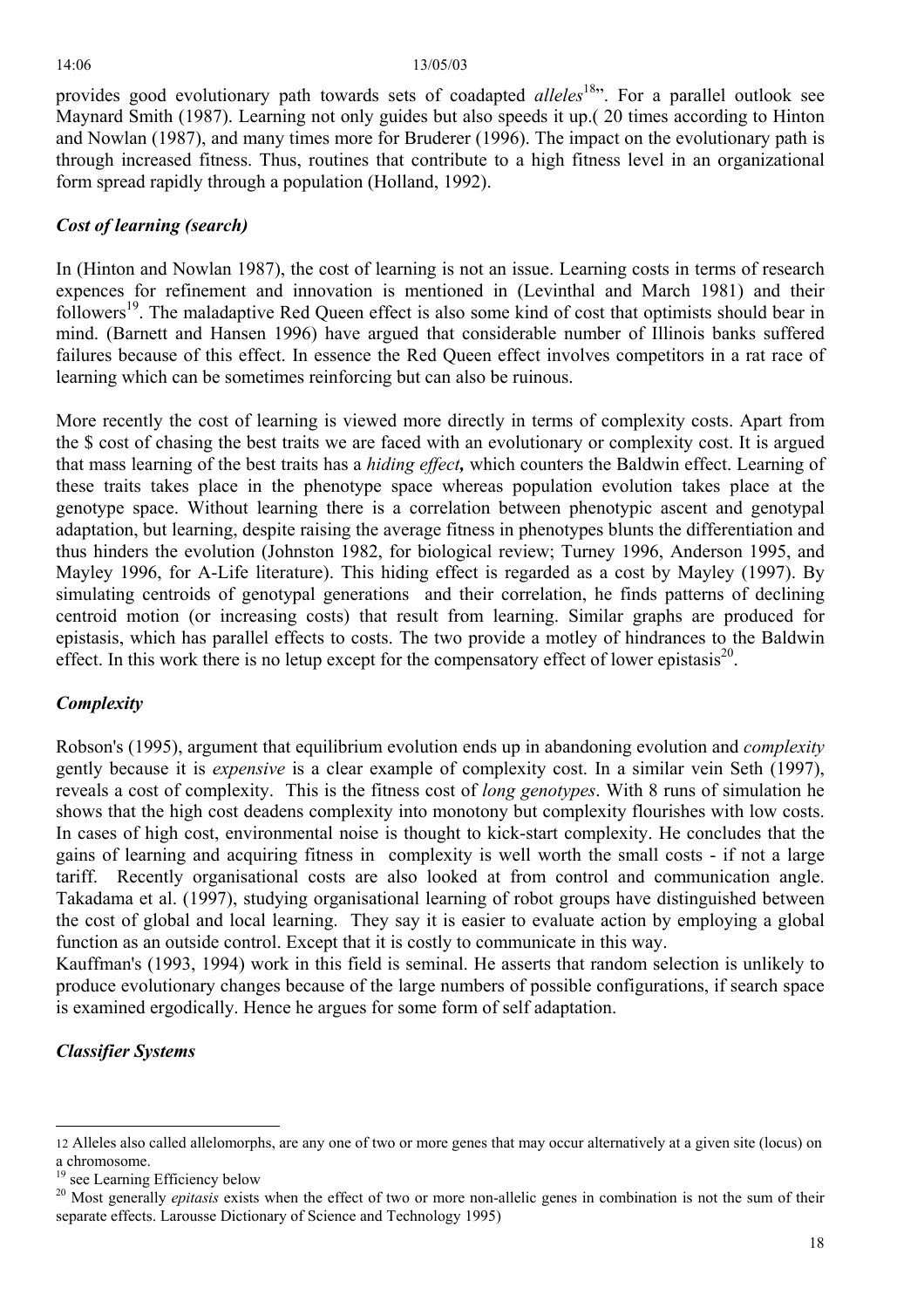provides good evolutionary path towards sets of coadapted *alleles*[18]". For a parallel outlook see Maynard Smith (1987). Learning not only guides but also speeds it up.( 20 times according to Hinton and Nowlan (1987), and many times more for Bruderer (1996). The impact on the evolutionary path is through increased fitness. Thus, routines that contribute to a high fitness level in an organizational form spread rapidly through a population (Holland, 1992).

### *Cost of learning (search)*

In (Hinton and Nowlan 1987), the cost of learning is not an issue. Learning costs in terms of research expences for refinement and innovation is mentioned in (Levinthal and March 1981) and their followers[19]. The maladaptive Red Queen effect is also some kind of cost that optimists should bear in mind. (Barnett and Hansen 1996) have argued that considerable number of Illinois banks suffered failures because of this effect. In essence the Red Queen effect involves competitors in a rat race of learning which can be sometimes reinforcing but can also be ruinous.

More recently the cost of learning is viewed more directly in terms of complexity costs. Apart from the $ cost of chasing the best traits we are faced with an evolutionary or complexity cost. It is argued that mass learning of the best traits has a ***hiding effect***, which counters the Baldwin effect. Learning of these traits takes place in the phenotype space whereas population evolution takes place at the genotype space. Without learning there is a correlation between phenotypic ascent and genotypal adaptation, but learning, despite raising the average fitness in phenotypes blunts the differentiation and thus hinders the evolution (Johnston 1982, for biological review; Turney 1996, Anderson 1995, and Mayley 1996, for A-Life literature). This hiding effect is regarded as a cost by Mayley (1997). By simulating centroids of genotypal generations and their correlation, he finds patterns of declining centroid motion (or increasing costs) that result from learning. Similar graphs are produced for epistasis, which has parallel effects to costs. The two provide a motley of hindrances to the Baldwin effect. In this work there is no letup except for the compensatory effect of lower epistasis[20].

### *Complexity*

Robson's (1995), argument that equilibrium evolution ends up in abandoning evolution and *complexity* gently because it is *expensive* is a clear example of complexity cost. In a similar vein Seth (1997), reveals a cost of complexity. This is the fitness cost of *long genotypes*. With 8 runs of simulation he shows that the high cost deadens complexity into monotony but complexity flourishes with low costs. In cases of high cost, environmental noise is thought to kick-start complexity. He concludes that the gains of learning and acquiring fitness in complexity is well worth the small costs - if not a large tariff. Recently organisational costs are also looked at from control and communication angle. Takadama et al. (1997), studying organisational learning of robot groups have distinguished between the cost of global and local learning. They say it is easier to evaluate action by employing a global function as an outside control. Except that it is costly to communicate in this way.
Kauffman's (1993, 1994) work in this field is seminal. He asserts that random selection is unlikely to produce evolutionary changes because of the large numbers of possible configurations, if search space is examined ergodically. Hence he argues for some form of self adaptation.

### *Classifier Systems*

---

12 Alleles also called allelomorphs, are any one of two or more genes that may occur alternatively at a given site (locus) on a chromosome.

[19] see Learning Efficiency below

[20] Most generally *epitasis* exists when the effect of two or more non-allelic genes in combination is not the sum of their separate effects. Larousse Dictionary of Science and Technology 1995)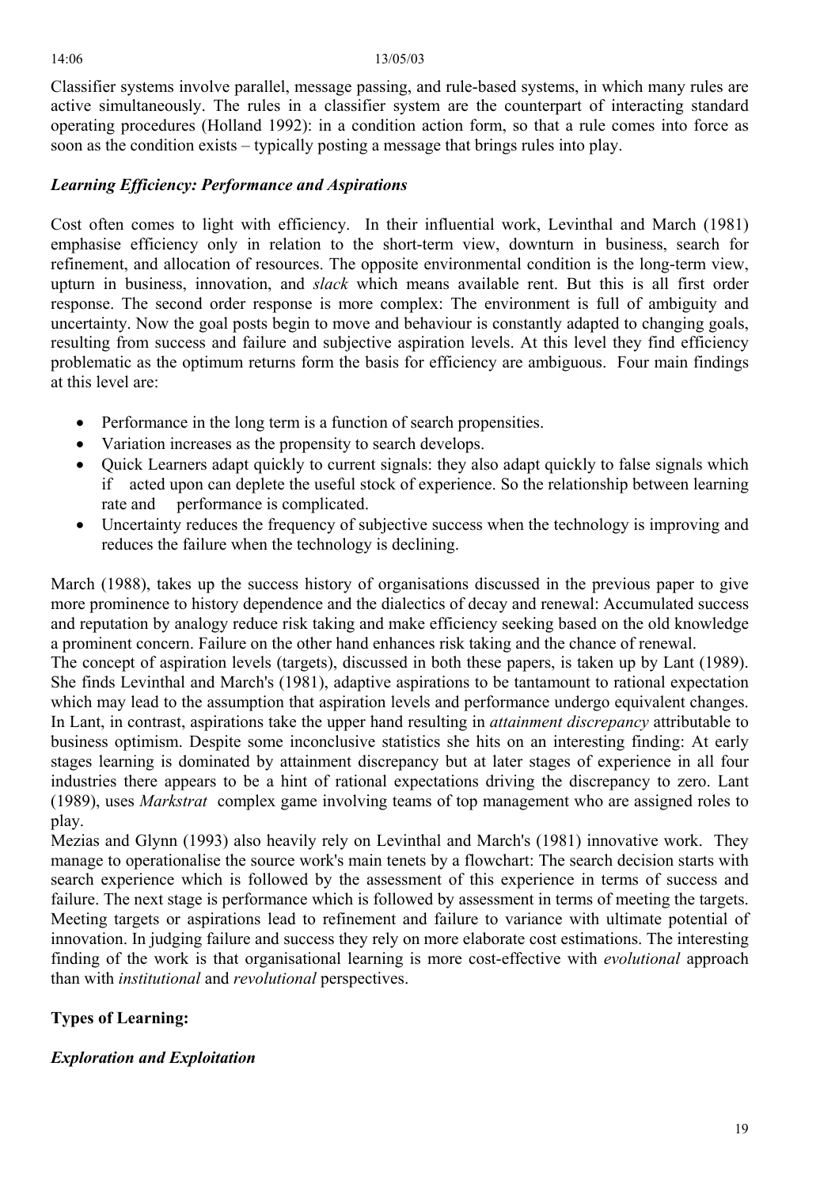Classifier systems involve parallel, message passing, and rule-based systems, in which many rules are active simultaneously. The rules in a classifier system are the counterpart of interacting standard operating procedures (Holland 1992): in a condition action form, so that a rule comes into force as soon as the condition exists – typically posting a message that brings rules into play.

### *Learning Efficiency: Performance and Aspirations*

Cost often comes to light with efficiency. In their influential work, Levinthal and March (1981) emphasise efficiency only in relation to the short-term view, downturn in business, search for refinement, and allocation of resources. The opposite environmental condition is the long-term view, upturn in business, innovation, and *slack* which means available rent. But this is all first order response. The second order response is more complex: The environment is full of ambiguity and uncertainty. Now the goal posts begin to move and behaviour is constantly adapted to changing goals, resulting from success and failure and subjective aspiration levels. At this level they find efficiency problematic as the optimum returns form the basis for efficiency are ambiguous. Four main findings at this level are:

- Performance in the long term is a function of search propensities.
- Variation increases as the propensity to search develops.
- Quick Learners adapt quickly to current signals: they also adapt quickly to false signals which if acted upon can deplete the useful stock of experience. So the relationship between learning rate and performance is complicated.
- Uncertainty reduces the frequency of subjective success when the technology is improving and reduces the failure when the technology is declining.

March (1988), takes up the success history of organisations discussed in the previous paper to give more prominence to history dependence and the dialectics of decay and renewal: Accumulated success and reputation by analogy reduce risk taking and make efficiency seeking based on the old knowledge a prominent concern. Failure on the other hand enhances risk taking and the chance of renewal.

The concept of aspiration levels (targets), discussed in both these papers, is taken up by Lant (1989). She finds Levinthal and March's (1981), adaptive aspirations to be tantamount to rational expectation which may lead to the assumption that aspiration levels and performance undergo equivalent changes. In Lant, in contrast, aspirations take the upper hand resulting in *attainment discrepancy* attributable to business optimism. Despite some inconclusive statistics she hits on an interesting finding: At early stages learning is dominated by attainment discrepancy but at later stages of experience in all four industries there appears to be a hint of rational expectations driving the discrepancy to zero. Lant (1989), uses *Markstrat* complex game involving teams of top management who are assigned roles to play.

Mezias and Glynn (1993) also heavily rely on Levinthal and March's (1981) innovative work. They manage to operationalise the source work's main tenets by a flowchart: The search decision starts with search experience which is followed by the assessment of this experience in terms of success and failure. The next stage is performance which is followed by assessment in terms of meeting the targets. Meeting targets or aspirations lead to refinement and failure to variance with ultimate potential of innovation. In judging failure and success they rely on more elaborate cost estimations. The interesting finding of the work is that organisational learning is more cost-effective with *evolutional* approach than with *institutional* and *revolutional* perspectives.

## Types of Learning:

### *Exploration and Exploitation*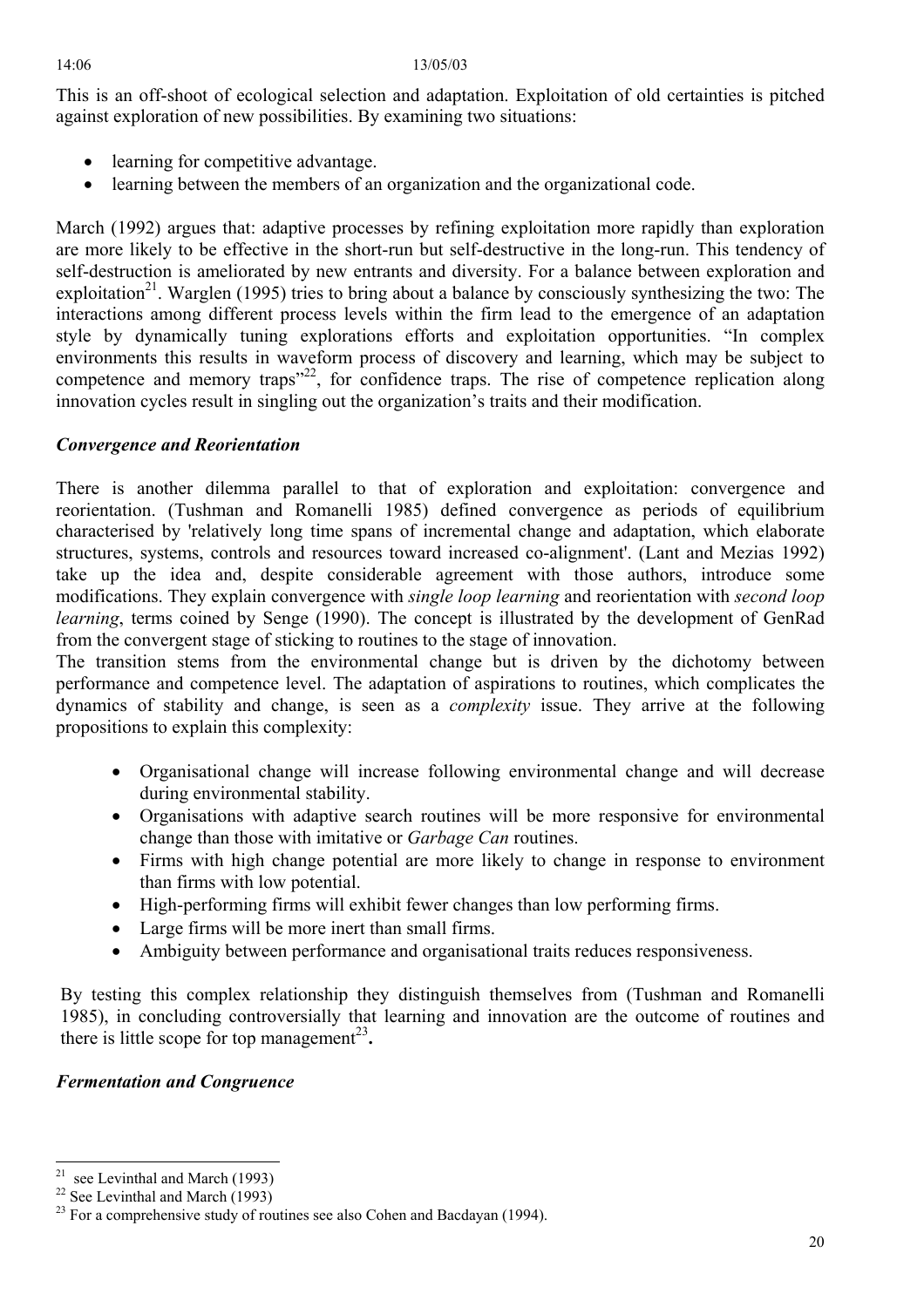This is an off-shoot of ecological selection and adaptation. Exploitation of old certainties is pitched against exploration of new possibilities. By examining two situations:

- learning for competitive advantage.
- learning between the members of an organization and the organizational code.

March (1992) argues that: adaptive processes by refining exploitation more rapidly than exploration are more likely to be effective in the short-run but self-destructive in the long-run. This tendency of self-destruction is ameliorated by new entrants and diversity. For a balance between exploration and exploitation[21]. Warglen (1995) tries to bring about a balance by consciously synthesizing the two: The interactions among different process levels within the firm lead to the emergence of an adaptation style by dynamically tuning explorations efforts and exploitation opportunities. "In complex environments this results in waveform process of discovery and learning, which may be subject to competence and memory traps"[22], for confidence traps. The rise of competence replication along innovation cycles result in singling out the organization's traits and their modification.

### *Convergence and Reorientation*

There is another dilemma parallel to that of exploration and exploitation: convergence and reorientation. (Tushman and Romanelli 1985) defined convergence as periods of equilibrium characterised by 'relatively long time spans of incremental change and adaptation, which elaborate structures, systems, controls and resources toward increased co-alignment'. (Lant and Mezias 1992) take up the idea and, despite considerable agreement with those authors, introduce some modifications. They explain convergence with *single loop learning* and reorientation with *second loop learning*, terms coined by Senge (1990). The concept is illustrated by the development of GenRad from the convergent stage of sticking to routines to the stage of innovation.
The transition stems from the environmental change but is driven by the dichotomy between performance and competence level. The adaptation of aspirations to routines, which complicates the dynamics of stability and change, is seen as a *complexity* issue. They arrive at the following propositions to explain this complexity:

- Organisational change will increase following environmental change and will decrease during environmental stability.
- Organisations with adaptive search routines will be more responsive for environmental change than those with imitative or *Garbage Can* routines.
- Firms with high change potential are more likely to change in response to environment than firms with low potential.
- High-performing firms will exhibit fewer changes than low performing firms.
- Large firms will be more inert than small firms.
- Ambiguity between performance and organisational traits reduces responsiveness.

By testing this complex relationship they distinguish themselves from (Tushman and Romanelli 1985), in concluding controversially that learning and innovation are the outcome of routines and there is little scope for top management[23]**.**

### *Fermentation and Congruence*

---

[21] see Levinthal and March (1993)

[22] See Levinthal and March (1993)

[23] For a comprehensive study of routines see also Cohen and Bacdayan (1994).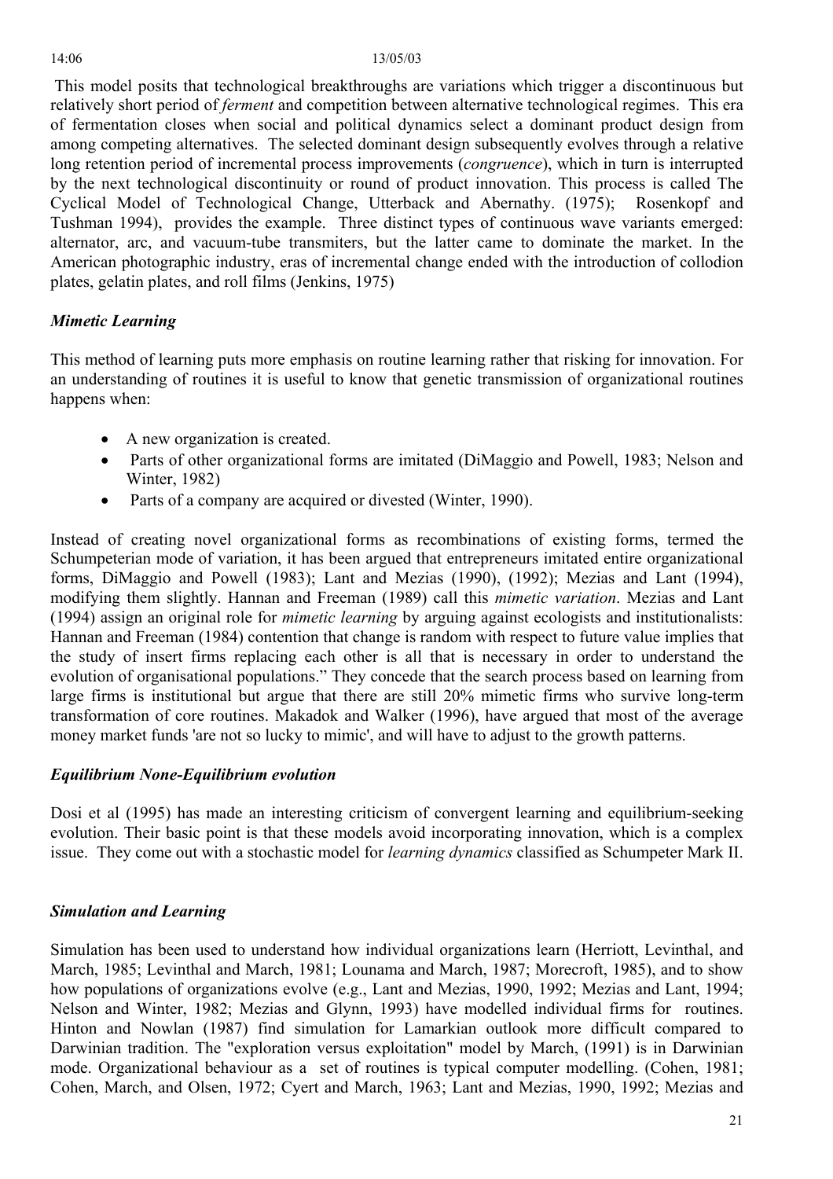This model posits that technological breakthroughs are variations which trigger a discontinuous but relatively short period of *ferment* and competition between alternative technological regimes. This era of fermentation closes when social and political dynamics select a dominant product design from among competing alternatives. The selected dominant design subsequently evolves through a relative long retention period of incremental process improvements (*congruence*), which in turn is interrupted by the next technological discontinuity or round of product innovation. This process is called The Cyclical Model of Technological Change, Utterback and Abernathy. (1975); Rosenkopf and Tushman 1994), provides the example. Three distinct types of continuous wave variants emerged: alternator, arc, and vacuum-tube transmiters, but the latter came to dominate the market. In the American photographic industry, eras of incremental change ended with the introduction of collodion plates, gelatin plates, and roll films (Jenkins, 1975)

### *Mimetic Learning*

This method of learning puts more emphasis on routine learning rather that risking for innovation. For an understanding of routines it is useful to know that genetic transmission of organizational routines happens when:

- A new organization is created.
- Parts of other organizational forms are imitated (DiMaggio and Powell, 1983; Nelson and Winter, 1982)
- Parts of a company are acquired or divested (Winter, 1990).

Instead of creating novel organizational forms as recombinations of existing forms, termed the Schumpeterian mode of variation, it has been argued that entrepreneurs imitated entire organizational forms, DiMaggio and Powell (1983); Lant and Mezias (1990), (1992); Mezias and Lant (1994), modifying them slightly. Hannan and Freeman (1989) call this *mimetic variation*. Mezias and Lant (1994) assign an original role for *mimetic learning* by arguing against ecologists and institutionalists: Hannan and Freeman (1984) contention that change is random with respect to future value implies that the study of insert firms replacing each other is all that is necessary in order to understand the evolution of organisational populations." They concede that the search process based on learning from large firms is institutional but argue that there are still 20% mimetic firms who survive long-term transformation of core routines. Makadok and Walker (1996), have argued that most of the average money market funds 'are not so lucky to mimic', and will have to adjust to the growth patterns.

### *Equilibrium None-Equilibrium evolution*

Dosi et al (1995) has made an interesting criticism of convergent learning and equilibrium-seeking evolution. Their basic point is that these models avoid incorporating innovation, which is a complex issue. They come out with a stochastic model for *learning dynamics* classified as Schumpeter Mark II.

### *Simulation and Learning*

Simulation has been used to understand how individual organizations learn (Herriott, Levinthal, and March, 1985; Levinthal and March, 1981; Lounama and March, 1987; Morecroft, 1985), and to show how populations of organizations evolve (e.g., Lant and Mezias, 1990, 1992; Mezias and Lant, 1994; Nelson and Winter, 1982; Mezias and Glynn, 1993) have modelled individual firms for routines. Hinton and Nowlan (1987) find simulation for Lamarkian outlook more difficult compared to Darwinian tradition. The "exploration versus exploitation" model by March, (1991) is in Darwinian mode. Organizational behaviour as a set of routines is typical computer modelling. (Cohen, 1981; Cohen, March, and Olsen, 1972; Cyert and March, 1963; Lant and Mezias, 1990, 1992; Mezias and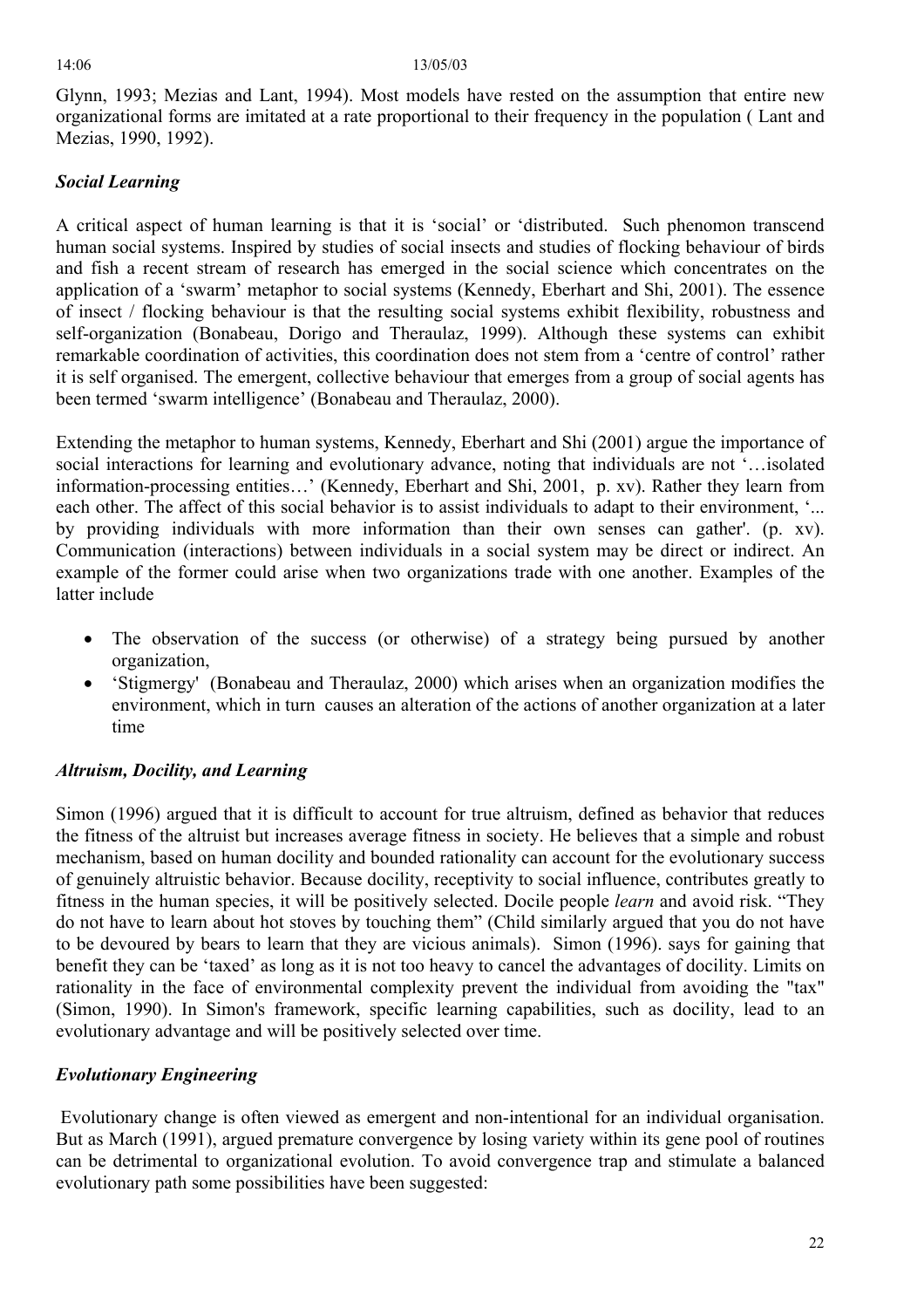Glynn, 1993; Mezias and Lant, 1994). Most models have rested on the assumption that entire new organizational forms are imitated at a rate proportional to their frequency in the population ( Lant and Mezias, 1990, 1992).

### *Social Learning*

A critical aspect of human learning is that it is 'social' or 'distributed. Such phenomon transcend human social systems. Inspired by studies of social insects and studies of flocking behaviour of birds and fish a recent stream of research has emerged in the social science which concentrates on the application of a 'swarm' metaphor to social systems (Kennedy, Eberhart and Shi, 2001). The essence of insect / flocking behaviour is that the resulting social systems exhibit flexibility, robustness and self-organization (Bonabeau, Dorigo and Theraulaz, 1999). Although these systems can exhibit remarkable coordination of activities, this coordination does not stem from a 'centre of control' rather it is self organised. The emergent, collective behaviour that emerges from a group of social agents has been termed 'swarm intelligence' (Bonabeau and Theraulaz, 2000).

Extending the metaphor to human systems, Kennedy, Eberhart and Shi (2001) argue the importance of social interactions for learning and evolutionary advance, noting that individuals are not '…isolated information-processing entities…' (Kennedy, Eberhart and Shi, 2001, p. xv). Rather they learn from each other. The affect of this social behavior is to assist individuals to adapt to their environment, '... by providing individuals with more information than their own senses can gather'. (p. xv). Communication (interactions) between individuals in a social system may be direct or indirect. An example of the former could arise when two organizations trade with one another. Examples of the latter include

- The observation of the success (or otherwise) of a strategy being pursued by another organization,
- 'Stigmergy' (Bonabeau and Theraulaz, 2000) which arises when an organization modifies the environment, which in turn causes an alteration of the actions of another organization at a later time

### *Altruism, Docility, and Learning*

Simon (1996) argued that it is difficult to account for true altruism, defined as behavior that reduces the fitness of the altruist but increases average fitness in society. He believes that a simple and robust mechanism, based on human docility and bounded rationality can account for the evolutionary success of genuinely altruistic behavior. Because docility, receptivity to social influence, contributes greatly to fitness in the human species, it will be positively selected. Docile people *learn* and avoid risk. "They do not have to learn about hot stoves by touching them" (Child similarly argued that you do not have to be devoured by bears to learn that they are vicious animals). Simon (1996). says for gaining that benefit they can be 'taxed' as long as it is not too heavy to cancel the advantages of docility. Limits on rationality in the face of environmental complexity prevent the individual from avoiding the "tax" (Simon, 1990). In Simon's framework, specific learning capabilities, such as docility, lead to an evolutionary advantage and will be positively selected over time.

### *Evolutionary Engineering*

Evolutionary change is often viewed as emergent and non-intentional for an individual organisation. But as March (1991), argued premature convergence by losing variety within its gene pool of routines can be detrimental to organizational evolution. To avoid convergence trap and stimulate a balanced evolutionary path some possibilities have been suggested: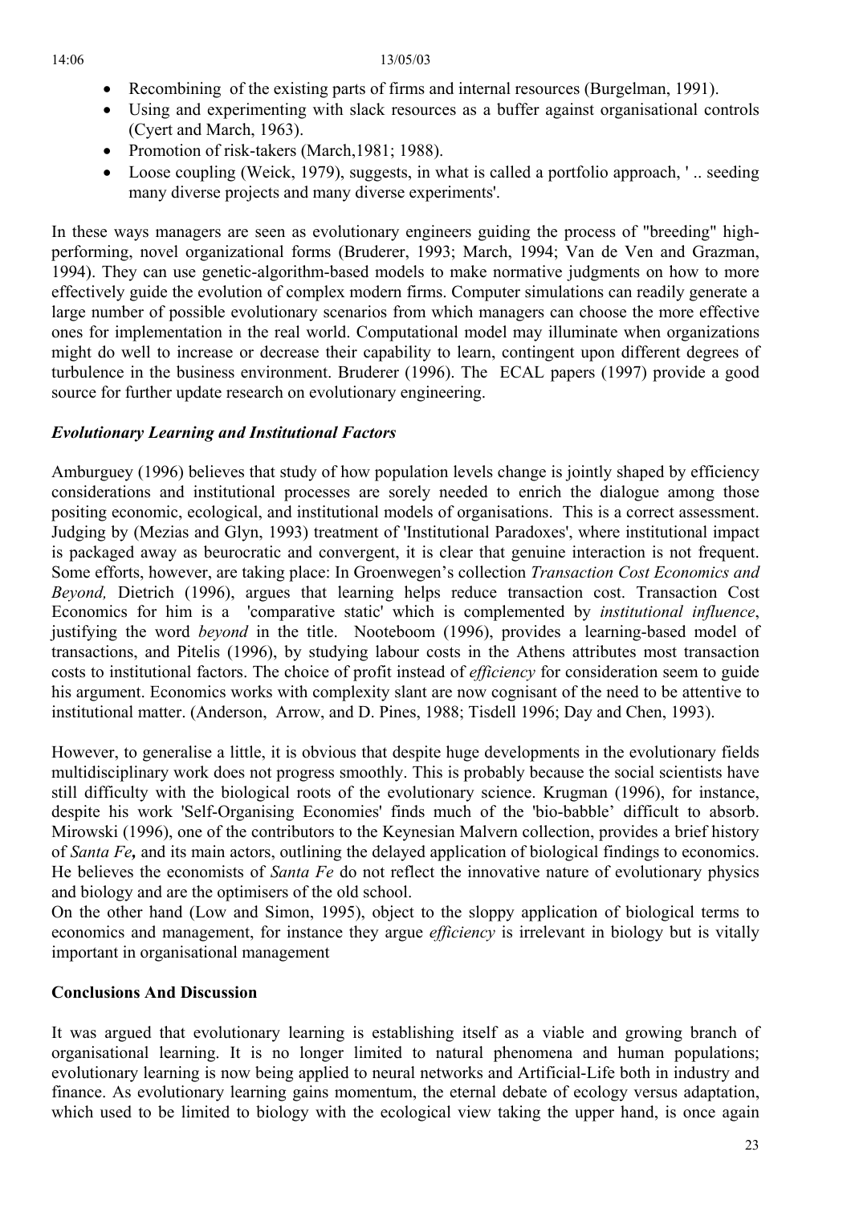- Recombining of the existing parts of firms and internal resources (Burgelman, 1991).
- Using and experimenting with slack resources as a buffer against organisational controls (Cyert and March, 1963).
- Promotion of risk-takers (March,1981; 1988).
- Loose coupling (Weick, 1979), suggests, in what is called a portfolio approach, ' .. seeding many diverse projects and many diverse experiments'.

In these ways managers are seen as evolutionary engineers guiding the process of "breeding" high-performing, novel organizational forms (Bruderer, 1993; March, 1994; Van de Ven and Grazman, 1994). They can use genetic-algorithm-based models to make normative judgments on how to more effectively guide the evolution of complex modern firms. Computer simulations can readily generate a large number of possible evolutionary scenarios from which managers can choose the more effective ones for implementation in the real world. Computational model may illuminate when organizations might do well to increase or decrease their capability to learn, contingent upon different degrees of turbulence in the business environment. Bruderer (1996). The ECAL papers (1997) provide a good source for further update research on evolutionary engineering.

### *Evolutionary Learning and Institutional Factors*

Amburguey (1996) believes that study of how population levels change is jointly shaped by efficiency considerations and institutional processes are sorely needed to enrich the dialogue among those positing economic, ecological, and institutional models of organisations. This is a correct assessment. Judging by (Mezias and Glyn, 1993) treatment of 'Institutional Paradoxes', where institutional impact is packaged away as beurocratic and convergent, it is clear that genuine interaction is not frequent. Some efforts, however, are taking place: In Groenwegen's collection *Transaction Cost Economics and Beyond,* Dietrich (1996), argues that learning helps reduce transaction cost. Transaction Cost Economics for him is a 'comparative static' which is complemented by *institutional influence*, justifying the word *beyond* in the title. Nooteboom (1996), provides a learning-based model of transactions, and Pitelis (1996), by studying labour costs in the Athens attributes most transaction costs to institutional factors. The choice of profit instead of *efficiency* for consideration seem to guide his argument. Economics works with complexity slant are now cognisant of the need to be attentive to institutional matter. (Anderson, Arrow, and D. Pines, 1988; Tisdell 1996; Day and Chen, 1993).

However, to generalise a little, it is obvious that despite huge developments in the evolutionary fields multidisciplinary work does not progress smoothly. This is probably because the social scientists have still difficulty with the biological roots of the evolutionary science. Krugman (1996), for instance, despite his work 'Self-Organising Economies' finds much of the 'bio-babble' difficult to absorb. Mirowski (1996), one of the contributors to the Keynesian Malvern collection, provides a brief history of *Santa Fe***,** and its main actors, outlining the delayed application of biological findings to economics. He believes the economists of *Santa Fe* do not reflect the innovative nature of evolutionary physics and biology and are the optimisers of the old school.
On the other hand (Low and Simon, 1995), object to the sloppy application of biological terms to economics and management, for instance they argue *efficiency* is irrelevant in biology but is vitally important in organisational management

## Conclusions And Discussion

It was argued that evolutionary learning is establishing itself as a viable and growing branch of organisational learning. It is no longer limited to natural phenomena and human populations; evolutionary learning is now being applied to neural networks and Artificial-Life both in industry and finance. As evolutionary learning gains momentum, the eternal debate of ecology versus adaptation, which used to be limited to biology with the ecological view taking the upper hand, is once again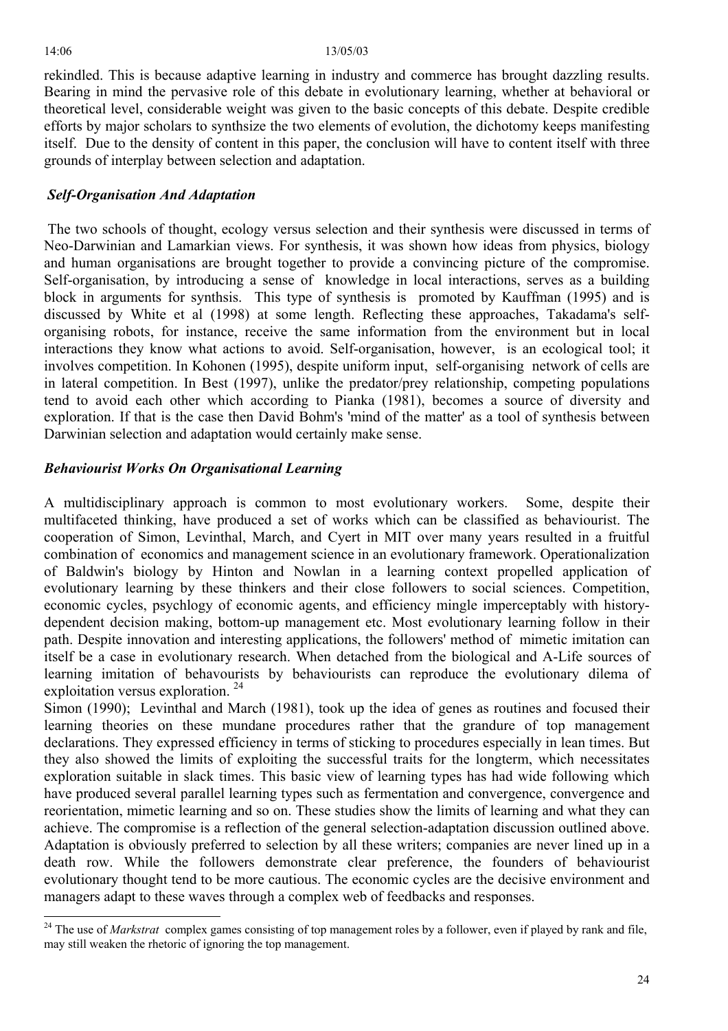rekindled. This is because adaptive learning in industry and commerce has brought dazzling results. Bearing in mind the pervasive role of this debate in evolutionary learning, whether at behavioral or theoretical level, considerable weight was given to the basic concepts of this debate. Despite credible efforts by major scholars to synthsize the two elements of evolution, the dichotomy keeps manifesting itself. Due to the density of content in this paper, the conclusion will have to content itself with three grounds of interplay between selection and adaptation.

### *Self-Organisation And Adaptation*

The two schools of thought, ecology versus selection and their synthesis were discussed in terms of Neo-Darwinian and Lamarkian views. For synthesis, it was shown how ideas from physics, biology and human organisations are brought together to provide a convincing picture of the compromise. Self-organisation, by introducing a sense of knowledge in local interactions, serves as a building block in arguments for synthsis. This type of synthesis is promoted by Kauffman (1995) and is discussed by White et al (1998) at some length. Reflecting these approaches, Takadama's self-organising robots, for instance, receive the same information from the environment but in local interactions they know what actions to avoid. Self-organisation, however, is an ecological tool; it involves competition. In Kohonen (1995), despite uniform input, self-organising network of cells are in lateral competition. In Best (1997), unlike the predator/prey relationship, competing populations tend to avoid each other which according to Pianka (1981), becomes a source of diversity and exploration. If that is the case then David Bohm's 'mind of the matter' as a tool of synthesis between Darwinian selection and adaptation would certainly make sense.

### *Behaviourist Works On Organisational Learning*

A multidisciplinary approach is common to most evolutionary workers. Some, despite their multifaceted thinking, have produced a set of works which can be classified as behaviourist. The cooperation of Simon, Levinthal, March, and Cyert in MIT over many years resulted in a fruitful combination of economics and management science in an evolutionary framework. Operationalization of Baldwin's biology by Hinton and Nowlan in a learning context propelled application of evolutionary learning by these thinkers and their close followers to social sciences. Competition, economic cycles, psychlogy of economic agents, and efficiency mingle imperceptably with history-dependent decision making, bottom-up management etc. Most evolutionary learning follow in their path. Despite innovation and interesting applications, the followers' method of mimetic imitation can itself be a case in evolutionary research. When detached from the biological and A-Life sources of learning imitation of behavourists by behaviourists can reproduce the evolutionary dilema of exploitation versus exploration. [24]

Simon (1990); Levinthal and March (1981), took up the idea of genes as routines and focused their learning theories on these mundane procedures rather that the grandure of top management declarations. They expressed efficiency in terms of sticking to procedures especially in lean times. But they also showed the limits of exploiting the successful traits for the longterm, which necessitates exploration suitable in slack times. This basic view of learning types has had wide following which have produced several parallel learning types such as fermentation and convergence, convergence and reorientation, mimetic learning and so on. These studies show the limits of learning and what they can achieve. The compromise is a reflection of the general selection-adaptation discussion outlined above. Adaptation is obviously preferred to selection by all these writers; companies are never lined up in a death row. While the followers demonstrate clear preference, the founders of behaviourist evolutionary thought tend to be more cautious. The economic cycles are the decisive environment and managers adapt to these waves through a complex web of feedbacks and responses.

---

[24] The use of *Markstrat* complex games consisting of top management roles by a follower, even if played by rank and file, may still weaken the rhetoric of ignoring the top management.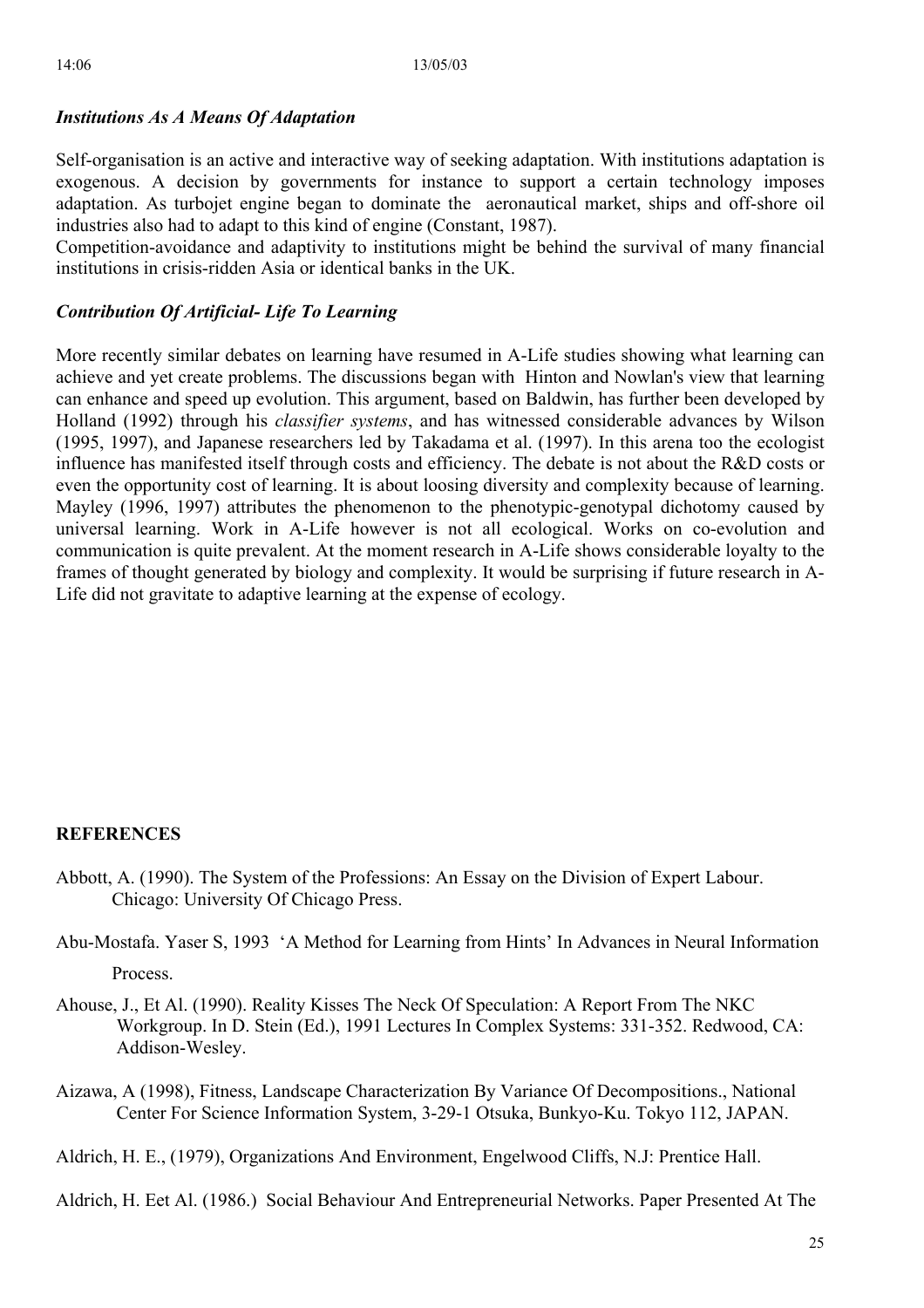### *Institutions As A Means Of Adaptation*

Self-organisation is an active and interactive way of seeking adaptation. With institutions adaptation is exogenous. A decision by governments for instance to support a certain technology imposes adaptation. As turbojet engine began to dominate the aeronautical market, ships and off-shore oil industries also had to adapt to this kind of engine (Constant, 1987).
Competition-avoidance and adaptivity to institutions might be behind the survival of many financial institutions in crisis-ridden Asia or identical banks in the UK.

### *Contribution Of Artificial- Life To Learning*

More recently similar debates on learning have resumed in A-Life studies showing what learning can achieve and yet create problems. The discussions began with Hinton and Nowlan's view that learning can enhance and speed up evolution. This argument, based on Baldwin, has further been developed by Holland (1992) through his *classifier systems*, and has witnessed considerable advances by Wilson (1995, 1997), and Japanese researchers led by Takadama et al. (1997). In this arena too the ecologist influence has manifested itself through costs and efficiency. The debate is not about the R&D costs or even the opportunity cost of learning. It is about loosing diversity and complexity because of learning. Mayley (1996, 1997) attributes the phenomenon to the phenotypic-genotypal dichotomy caused by universal learning. Work in A-Life however is not all ecological. Works on co-evolution and communication is quite prevalent. At the moment research in A-Life shows considerable loyalty to the frames of thought generated by biology and complexity. It would be surprising if future research in A-Life did not gravitate to adaptive learning at the expense of ecology.

## REFERENCES

Abbott, A. (1990). The System of the Professions: An Essay on the Division of Expert Labour. Chicago: University Of Chicago Press.

Abu-Mostafa. Yaser S, 1993 'A Method for Learning from Hints' In Advances in Neural Information Process.

Ahouse, J., Et Al. (1990). Reality Kisses The Neck Of Speculation: A Report From The NKC Workgroup. In D. Stein (Ed.), 1991 Lectures In Complex Systems: 331-352. Redwood, CA: Addison-Wesley.

Aizawa, A (1998), Fitness, Landscape Characterization By Variance Of Decompositions., National Center For Science Information System, 3-29-1 Otsuka, Bunkyo-Ku. Tokyo 112, JAPAN.

Aldrich, H. E., (1979), Organizations And Environment, Engelwood Cliffs, N.J: Prentice Hall.

Aldrich, H. Eet Al. (1986.) Social Behaviour And Entrepreneurial Networks. Paper Presented At The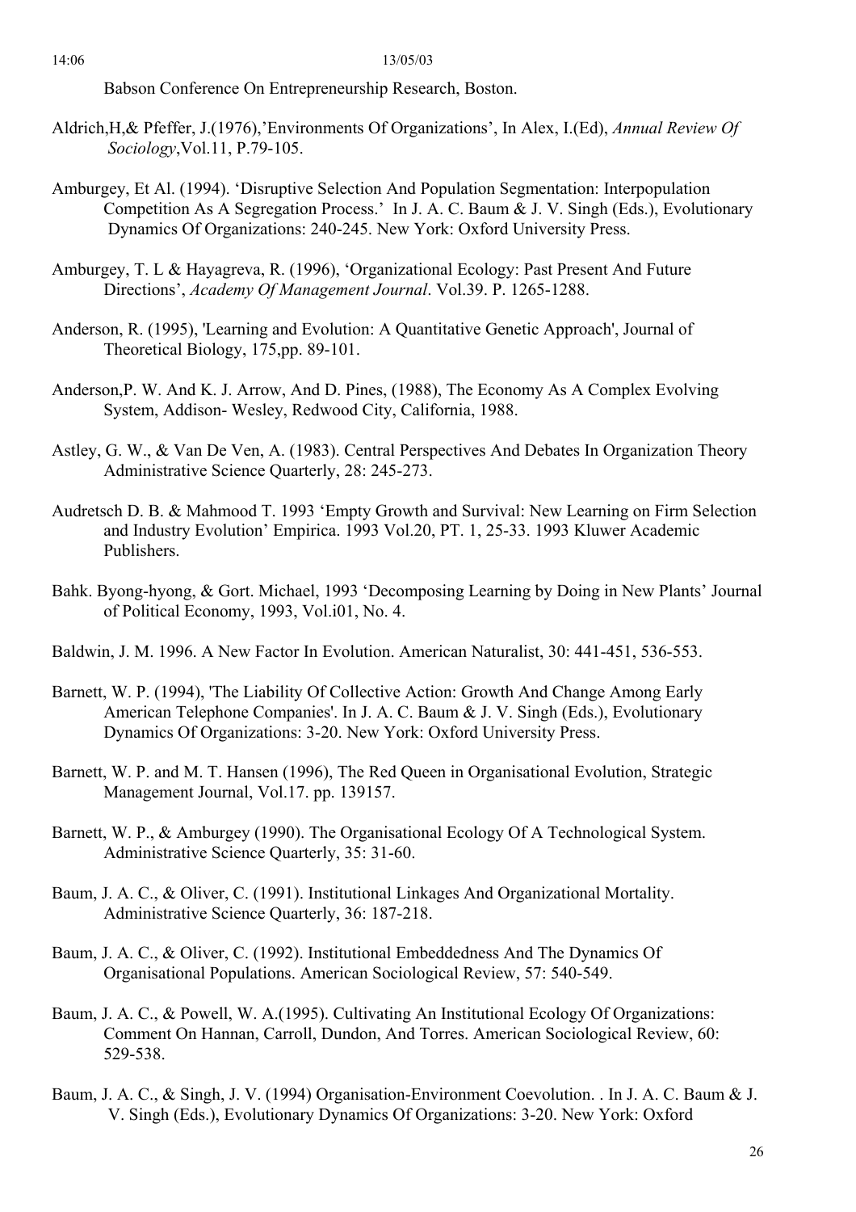Babson Conference On Entrepreneurship Research, Boston.

Aldrich,H,& Pfeffer, J.(1976),'Environments Of Organizations', In Alex, I.(Ed), *Annual Review Of Sociology*,Vol.11, P.79-105.

Amburgey, Et Al. (1994). 'Disruptive Selection And Population Segmentation: Interpopulation Competition As A Segregation Process.' In J. A. C. Baum & J. V. Singh (Eds.), Evolutionary Dynamics Of Organizations: 240-245. New York: Oxford University Press.

Amburgey, T. L & Hayagreva, R. (1996), 'Organizational Ecology: Past Present And Future Directions', *Academy Of Management Journal*. Vol.39. P. 1265-1288.

Anderson, R. (1995), 'Learning and Evolution: A Quantitative Genetic Approach', Journal of Theoretical Biology, 175,pp. 89-101.

Anderson,P. W. And K. J. Arrow, And D. Pines, (1988), The Economy As A Complex Evolving System, Addison- Wesley, Redwood City, California, 1988.

Astley, G. W., & Van De Ven, A. (1983). Central Perspectives And Debates In Organization Theory Administrative Science Quarterly, 28: 245-273.

Audretsch D. B. & Mahmood T. 1993 'Empty Growth and Survival: New Learning on Firm Selection and Industry Evolution' Empirica. 1993 Vol.20, PT. 1, 25-33. 1993 Kluwer Academic Publishers.

Bahk. Byong-hyong, & Gort. Michael, 1993 'Decomposing Learning by Doing in New Plants' Journal of Political Economy, 1993, Vol.i01, No. 4.

Baldwin, J. M. 1996. A New Factor In Evolution. American Naturalist, 30: 441-451, 536-553.

Barnett, W. P. (1994), 'The Liability Of Collective Action: Growth And Change Among Early American Telephone Companies'. In J. A. C. Baum & J. V. Singh (Eds.), Evolutionary Dynamics Of Organizations: 3-20. New York: Oxford University Press.

Barnett, W. P. and M. T. Hansen (1996), The Red Queen in Organisational Evolution, Strategic Management Journal, Vol.17. pp. 139157.

Barnett, W. P., & Amburgey (1990). The Organisational Ecology Of A Technological System. Administrative Science Quarterly, 35: 31-60.

Baum, J. A. C., & Oliver, C. (1991). Institutional Linkages And Organizational Mortality. Administrative Science Quarterly, 36: 187-218.

Baum, J. A. C., & Oliver, C. (1992). Institutional Embeddedness And The Dynamics Of Organisational Populations. American Sociological Review, 57: 540-549.

Baum, J. A. C., & Powell, W. A.(1995). Cultivating An Institutional Ecology Of Organizations: Comment On Hannan, Carroll, Dundon, And Torres. American Sociological Review, 60: 529-538.

Baum, J. A. C., & Singh, J. V. (1994) Organisation-Environment Coevolution. . In J. A. C. Baum & J. V. Singh (Eds.), Evolutionary Dynamics Of Organizations: 3-20. New York: Oxford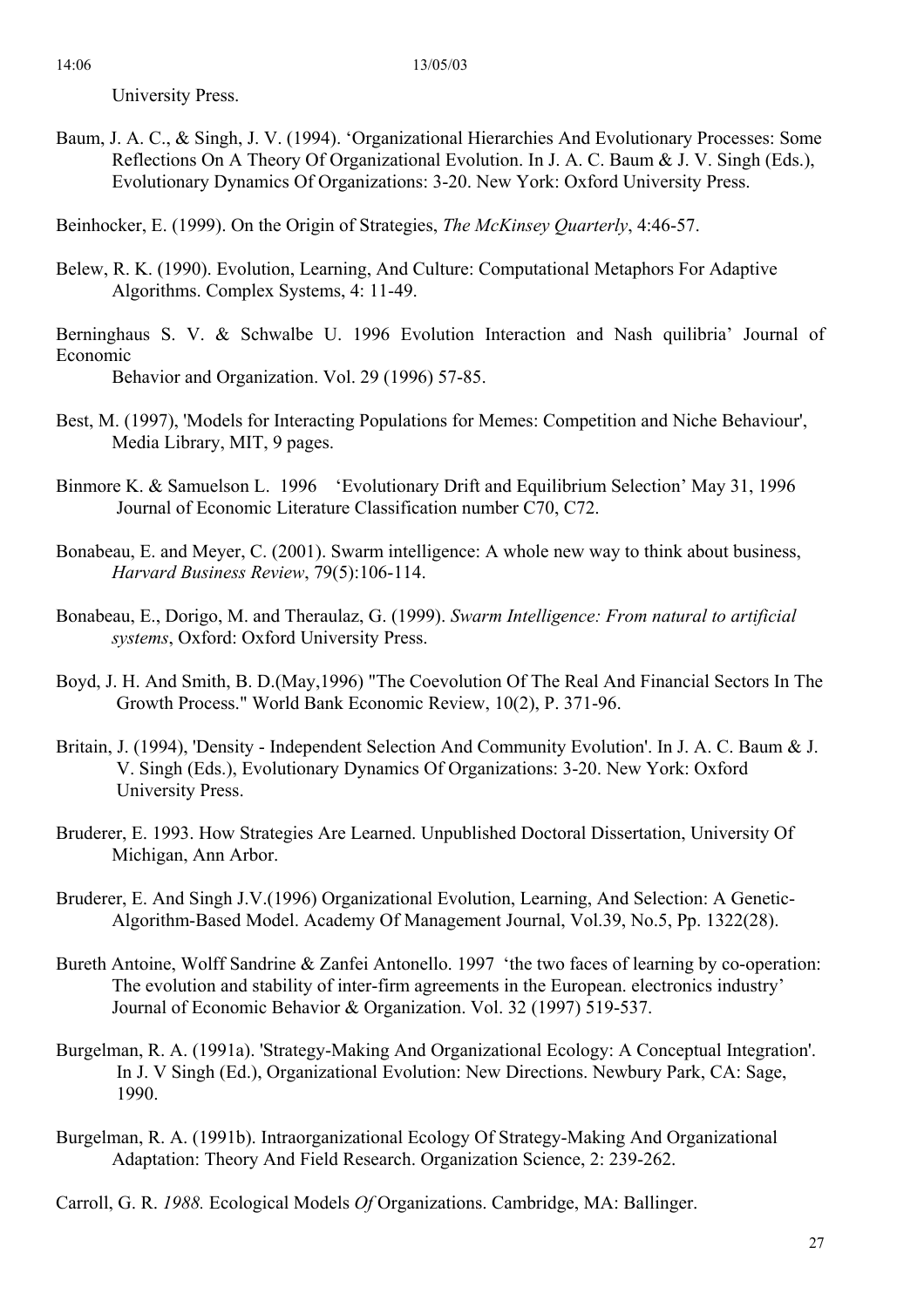University Press.

Baum, J. A. C., & Singh, J. V. (1994). 'Organizational Hierarchies And Evolutionary Processes: Some Reflections On A Theory Of Organizational Evolution. In J. A. C. Baum & J. V. Singh (Eds.), Evolutionary Dynamics Of Organizations: 3-20. New York: Oxford University Press.

Beinhocker, E. (1999). On the Origin of Strategies, *The McKinsey Quarterly*, 4:46-57.

Belew, R. K. (1990). Evolution, Learning, And Culture: Computational Metaphors For Adaptive Algorithms. Complex Systems, 4: 11-49.

Berninghaus S. V. & Schwalbe U. 1996 Evolution Interaction and Nash quilibria' Journal of Economic Behavior and Organization. Vol. 29 (1996) 57-85.

Best, M. (1997), 'Models for Interacting Populations for Memes: Competition and Niche Behaviour', Media Library, MIT, 9 pages.

Binmore K. & Samuelson L. 1996 'Evolutionary Drift and Equilibrium Selection' May 31, 1996 Journal of Economic Literature Classification number C70, C72.

Bonabeau, E. and Meyer, C. (2001). Swarm intelligence: A whole new way to think about business, *Harvard Business Review*, 79(5):106-114.

Bonabeau, E., Dorigo, M. and Theraulaz, G. (1999). *Swarm Intelligence: From natural to artificial systems*, Oxford: Oxford University Press.

Boyd, J. H. And Smith, B. D.(May,1996) "The Coevolution Of The Real And Financial Sectors In The Growth Process." World Bank Economic Review, 10(2), P. 371-96.

Britain, J. (1994), 'Density - Independent Selection And Community Evolution'. In J. A. C. Baum & J. V. Singh (Eds.), Evolutionary Dynamics Of Organizations: 3-20. New York: Oxford University Press.

Bruderer, E. 1993. How Strategies Are Learned. Unpublished Doctoral Dissertation, University Of Michigan, Ann Arbor.

Bruderer, E. And Singh J.V.(1996) Organizational Evolution, Learning, And Selection: A Genetic-Algorithm-Based Model. Academy Of Management Journal, Vol.39, No.5, Pp. 1322(28).

Bureth Antoine, Wolff Sandrine & Zanfei Antonello. 1997 'the two faces of learning by co-operation: The evolution and stability of inter-firm agreements in the European. electronics industry' Journal of Economic Behavior & Organization. Vol. 32 (1997) 519-537.

Burgelman, R. A. (1991a). 'Strategy-Making And Organizational Ecology: A Conceptual Integration'. In J. V Singh (Ed.), Organizational Evolution: New Directions. Newbury Park, CA: Sage, 1990.

Burgelman, R. A. (1991b). Intraorganizational Ecology Of Strategy-Making And Organizational Adaptation: Theory And Field Research. Organization Science, 2: 239-262.

Carroll, G. R. *1988.* Ecological Models *Of* Organizations. Cambridge, MA: Ballinger.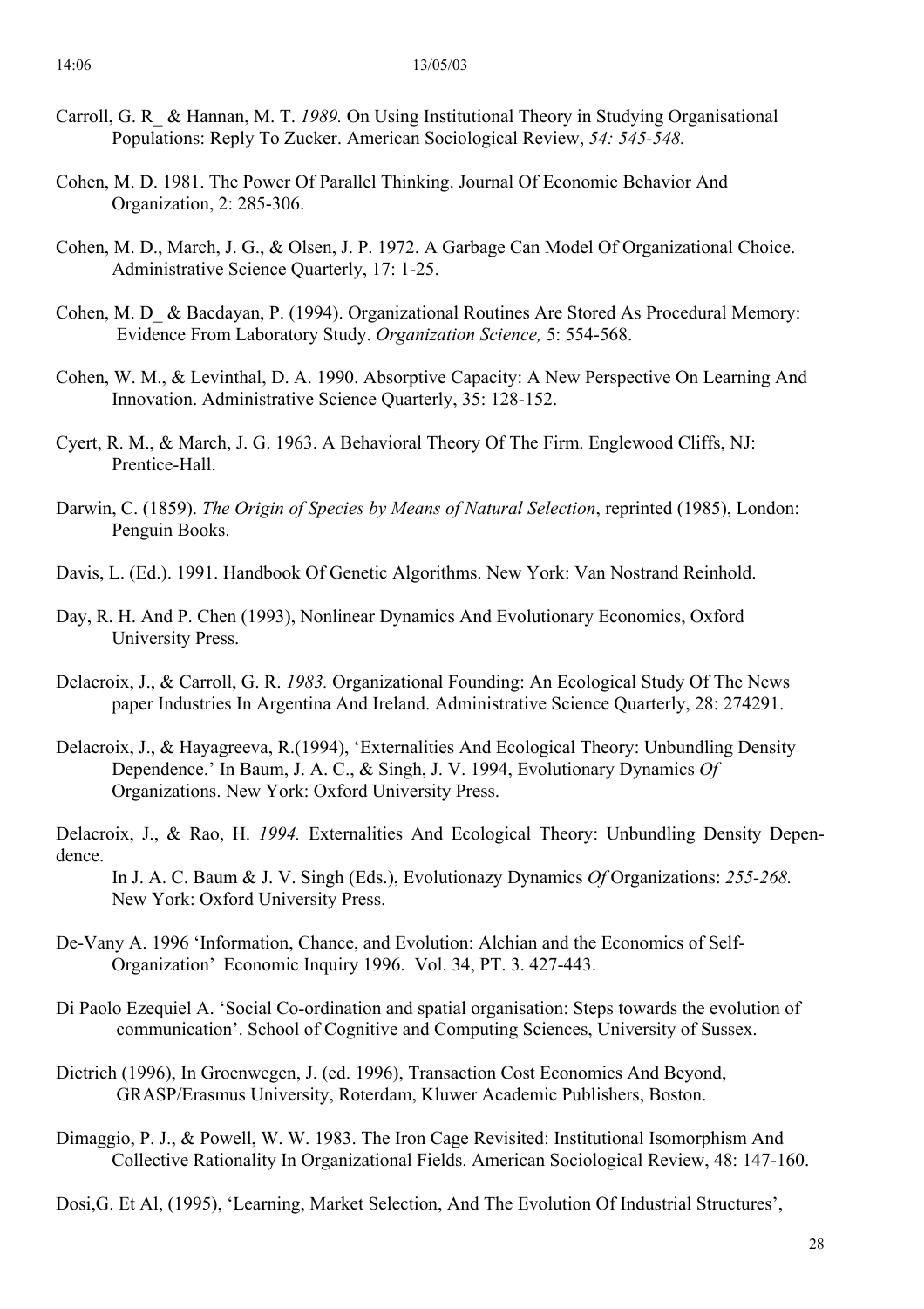Carroll, G. R_ & Hannan, M. T. *1989.* On Using Institutional Theory in Studying Organisational Populations: Reply To Zucker. American Sociological Review, *54: 545-548.*

Cohen, M. D. 1981. The Power Of Parallel Thinking. Journal Of Economic Behavior And Organization, 2: 285-306.

Cohen, M. D., March, J. G., & Olsen, J. P. 1972. A Garbage Can Model Of Organizational Choice. Administrative Science Quarterly, 17: 1-25.

Cohen, M. D_ & Bacdayan, P. (1994). Organizational Routines Are Stored As Procedural Memory: Evidence From Laboratory Study. *Organization Science,* 5: 554-568.

Cohen, W. M., & Levinthal, D. A. 1990. Absorptive Capacity: A New Perspective On Learning And Innovation. Administrative Science Quarterly, 35: 128-152.

Cyert, R. M., & March, J. G. 1963. A Behavioral Theory Of The Firm. Englewood Cliffs, NJ: Prentice-Hall.

Darwin, C. (1859). *The Origin of Species by Means of Natural Selection*, reprinted (1985), London: Penguin Books.

Davis, L. (Ed.). 1991. Handbook Of Genetic Algorithms. New York: Van Nostrand Reinhold.

Day, R. H. And P. Chen (1993), Nonlinear Dynamics And Evolutionary Economics, Oxford University Press.

Delacroix, J., & Carroll, G. R. *1983.* Organizational Founding: An Ecological Study Of The News paper Industries In Argentina And Ireland. Administrative Science Quarterly, 28: 274291.

Delacroix, J., & Hayagreeva, R.(1994), 'Externalities And Ecological Theory: Unbundling Density Dependence.' In Baum, J. A. C., & Singh, J. V. 1994, Evolutionary Dynamics *Of* Organizations. New York: Oxford University Press.

Delacroix, J., & Rao, H. *1994.* Externalities And Ecological Theory: Unbundling Density Dependence.
In J. A. C. Baum & J. V. Singh (Eds.), Evolutionazy Dynamics *Of* Organizations: *255-268.* New York: Oxford University Press.

De-Vany A. 1996 'Information, Chance, and Evolution: Alchian and the Economics of Self-Organization' Economic Inquiry 1996. Vol. 34, PT. 3. 427-443.

Di Paolo Ezequiel A. 'Social Co-ordination and spatial organisation: Steps towards the evolution of communication'. School of Cognitive and Computing Sciences, University of Sussex.

Dietrich (1996), In Groenwegen, J. (ed. 1996), Transaction Cost Economics And Beyond, GRASP/Erasmus University, Roterdam, Kluwer Academic Publishers, Boston.

Dimaggio, P. J., & Powell, W. W. 1983. The Iron Cage Revisited: Institutional Isomorphism And Collective Rationality In Organizational Fields. American Sociological Review, 48: 147-160.

Dosi,G. Et Al, (1995), 'Learning, Market Selection, And The Evolution Of Industrial Structures',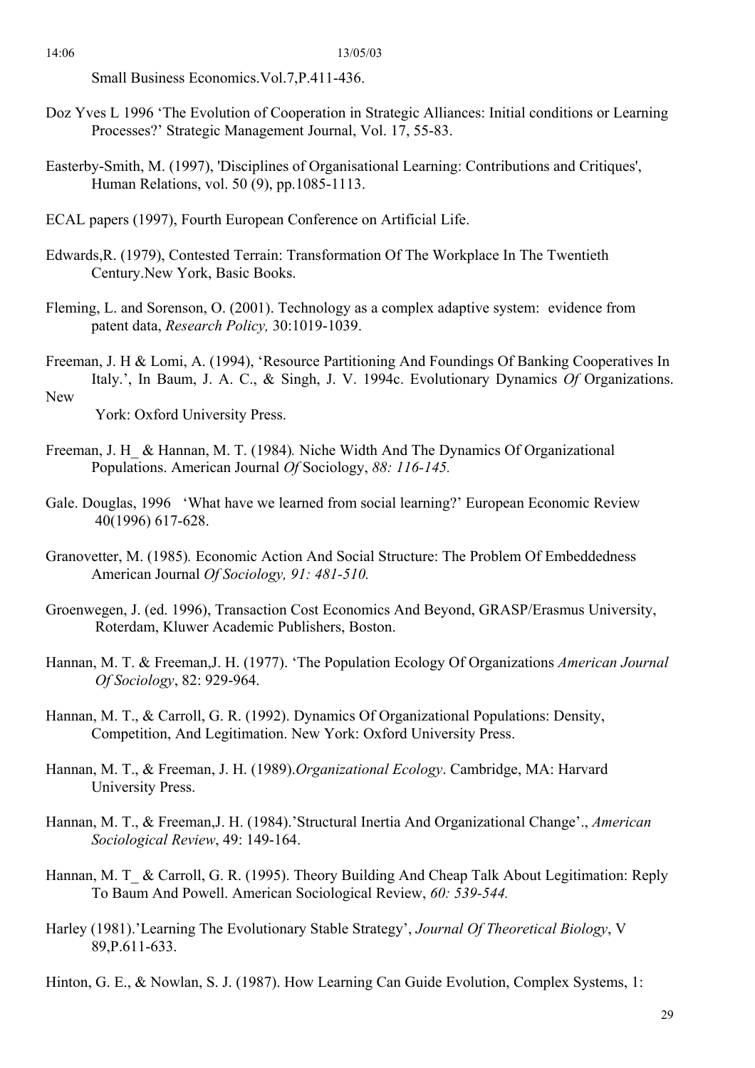Small Business Economics.Vol.7,P.411-436.

Doz Yves L 1996 'The Evolution of Cooperation in Strategic Alliances: Initial conditions or Learning Processes?' Strategic Management Journal, Vol. 17, 55-83.

Easterby-Smith, M. (1997), 'Disciplines of Organisational Learning: Contributions and Critiques', Human Relations, vol. 50 (9), pp.1085-1113.

ECAL papers (1997), Fourth European Conference on Artificial Life.

Edwards,R. (1979), Contested Terrain: Transformation Of The Workplace In The Twentieth Century.New York, Basic Books.

Fleming, L. and Sorenson, O. (2001). Technology as a complex adaptive system: evidence from patent data, *Research Policy,* 30:1019-1039.

Freeman, J. H & Lomi, A. (1994), 'Resource Partitioning And Foundings Of Banking Cooperatives In Italy.', In Baum, J. A. C., & Singh, J. V. 1994c. Evolutionary Dynamics *Of* Organizations. New York: Oxford University Press.

Freeman, J. H_ & Hannan, M. T. (1984)*.* Niche Width And The Dynamics Of Organizational Populations. American Journal *Of* Sociology, *88: 116-145.*

Gale. Douglas, 1996 'What have we learned from social learning?' European Economic Review 40(1996) 617-628.

Granovetter, M. (1985)*.* Economic Action And Social Structure: The Problem Of Embeddedness American Journal *Of Sociology, 91: 481-510.*

Groenwegen, J. (ed. 1996), Transaction Cost Economics And Beyond, GRASP/Erasmus University, Roterdam, Kluwer Academic Publishers, Boston.

Hannan, M. T. & Freeman,J. H. (1977). 'The Population Ecology Of Organizations *American Journal Of Sociology*, 82: 929-964.

Hannan, M. T., & Carroll, G. R. (1992). Dynamics Of Organizational Populations: Density, Competition, And Legitimation. New York: Oxford University Press.

Hannan, M. T., & Freeman, J. H. (1989).*Organizational Ecology*. Cambridge, MA: Harvard University Press.

Hannan, M. T., & Freeman,J. H. (1984).'Structural Inertia And Organizational Change'., *American Sociological Review*, 49: 149-164.

Hannan, M. T_ & Carroll, G. R. (1995). Theory Building And Cheap Talk About Legitimation: Reply To Baum And Powell. American Sociological Review, *60: 539-544.*

Harley (1981).'Learning The Evolutionary Stable Strategy', *Journal Of Theoretical Biology*, V 89,P.611-633.

Hinton, G. E., & Nowlan, S. J. (1987). How Learning Can Guide Evolution, Complex Systems, 1: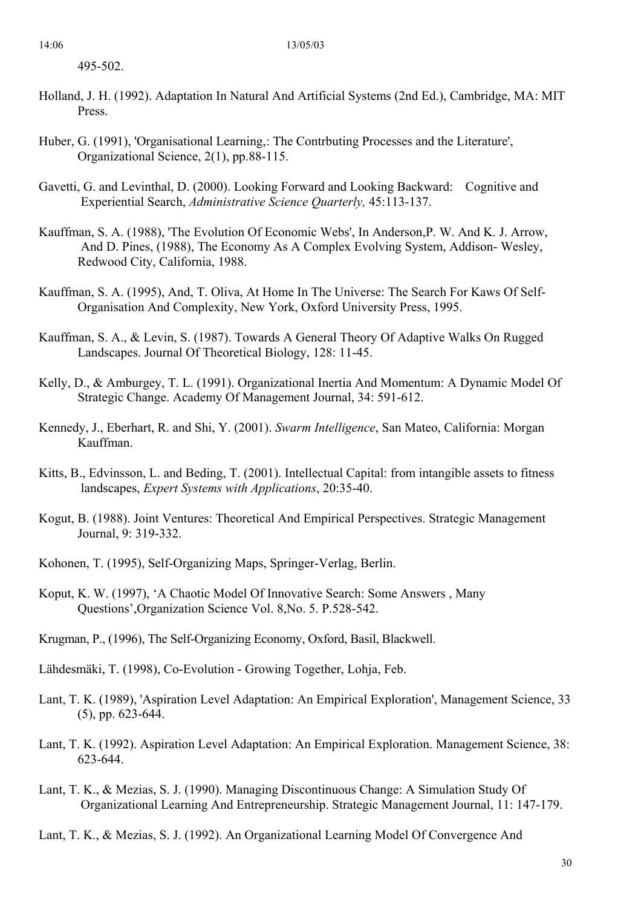495-502.

Holland, J. H. (1992). Adaptation In Natural And Artificial Systems (2nd Ed.), Cambridge, MA: MIT Press.

Huber, G. (1991), 'Organisational Learning,: The Contrbuting Processes and the Literature', Organizational Science, 2(1), pp.88-115.

Gavetti, G. and Levinthal, D. (2000). Looking Forward and Looking Backward: Cognitive and Experiential Search, *Administrative Science Quarterly,* 45:113-137.

Kauffman, S. A. (1988), 'The Evolution Of Economic Webs', In Anderson,P. W. And K. J. Arrow, And D. Pines, (1988), The Economy As A Complex Evolving System, Addison- Wesley, Redwood City, California, 1988.

Kauffman, S. A. (1995), And, T. Oliva, At Home In The Universe: The Search For Kaws Of Self-Organisation And Complexity, New York, Oxford University Press, 1995.

Kauffman, S. A., & Levin, S. (1987). Towards A General Theory Of Adaptive Walks On Rugged Landscapes. Journal Of Theoretical Biology, 128: 11-45.

Kelly, D., & Amburgey, T. L. (1991). Organizational Inertia And Momentum: A Dynamic Model Of Strategic Change. Academy Of Management Journal, 34: 591-612.

Kennedy, J., Eberhart, R. and Shi, Y. (2001). *Swarm Intelligence*, San Mateo, California: Morgan Kauffman.

Kitts, B., Edvinsson, L. and Beding, T. (2001). Intellectual Capital: from intangible assets to fitness landscapes, *Expert Systems with Applications*, 20:35-40.

Kogut, B. (1988). Joint Ventures: Theoretical And Empirical Perspectives. Strategic Management Journal, 9: 319-332.

Kohonen, T. (1995), Self-Organizing Maps, Springer-Verlag, Berlin.

Koput, K. W. (1997), 'A Chaotic Model Of Innovative Search: Some Answers , Many Questions',Organization Science Vol. 8,No. 5. P.528-542.

Krugman, P., (1996), The Self-Organizing Economy, Oxford, Basil, Blackwell.

Lähdesmäki, T. (1998), Co-Evolution - Growing Together, Lohja, Feb.

Lant, T. K. (1989), 'Aspiration Level Adaptation: An Empirical Exploration', Management Science, 33 (5), pp. 623-644.

Lant, T. K. (1992). Aspiration Level Adaptation: An Empirical Exploration. Management Science, 38: 623-644.

Lant, T. K., & Mezias, S. J. (1990). Managing Discontinuous Change: A Simulation Study Of Organizational Learning And Entrepreneurship. Strategic Management Journal, 11: 147-179.

Lant, T. K., & Mezias, S. J. (1992). An Organizational Learning Model Of Convergence And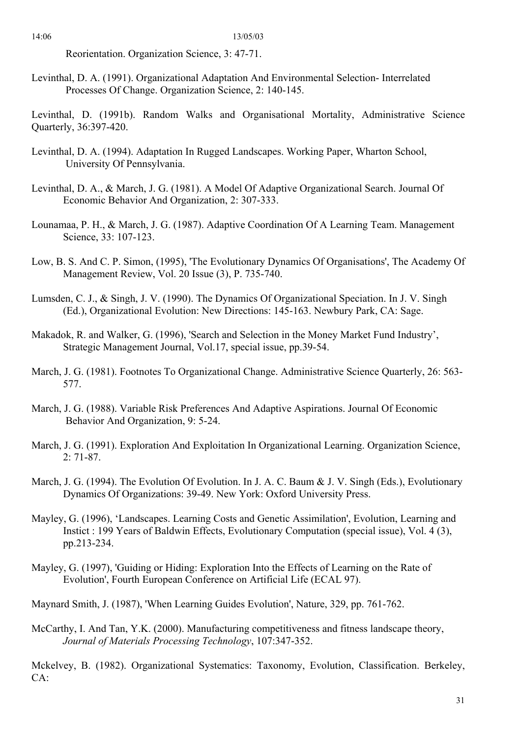Reorientation. Organization Science, 3: 47-71.

Levinthal, D. A. (1991). Organizational Adaptation And Environmental Selection- Interrelated Processes Of Change. Organization Science, 2: 140-145.

Levinthal, D. (1991b). Random Walks and Organisational Mortality, Administrative Science Quarterly, 36:397-420.

Levinthal, D. A. (1994). Adaptation In Rugged Landscapes. Working Paper, Wharton School, University Of Pennsylvania.

Levinthal, D. A., & March, J. G. (1981). A Model Of Adaptive Organizational Search. Journal Of Economic Behavior And Organization, 2: 307-333.

Lounamaa, P. H., & March, J. G. (1987). Adaptive Coordination Of A Learning Team. Management Science, 33: 107-123.

Low, B. S. And C. P. Simon, (1995), 'The Evolutionary Dynamics Of Organisations', The Academy Of Management Review, Vol. 20 Issue (3), P. 735-740.

Lumsden, C. J., & Singh, J. V. (1990). The Dynamics Of Organizational Speciation. In J. V. Singh (Ed.), Organizational Evolution: New Directions: 145-163. Newbury Park, CA: Sage.

Makadok, R. and Walker, G. (1996), 'Search and Selection in the Money Market Fund Industry', Strategic Management Journal, Vol.17, special issue, pp.39-54.

March, J. G. (1981). Footnotes To Organizational Change. Administrative Science Quarterly, 26: 563-577.

March, J. G. (1988). Variable Risk Preferences And Adaptive Aspirations. Journal Of Economic Behavior And Organization, 9: 5-24.

March, J. G. (1991). Exploration And Exploitation In Organizational Learning. Organization Science, 2: 71-87.

March, J. G. (1994). The Evolution Of Evolution. In J. A. C. Baum & J. V. Singh (Eds.), Evolutionary Dynamics Of Organizations: 39-49. New York: Oxford University Press.

Mayley, G. (1996), 'Landscapes. Learning Costs and Genetic Assimilation', Evolution, Learning and Instict : 199 Years of Baldwin Effects, Evolutionary Computation (special issue), Vol. 4 (3), pp.213-234.

Mayley, G. (1997), 'Guiding or Hiding: Exploration Into the Effects of Learning on the Rate of Evolution', Fourth European Conference on Artificial Life (ECAL 97).

Maynard Smith, J. (1987), 'When Learning Guides Evolution', Nature, 329, pp. 761-762.

McCarthy, I. And Tan, Y.K. (2000). Manufacturing competitiveness and fitness landscape theory, *Journal of Materials Processing Technology*, 107:347-352.

Mckelvey, B. (1982). Organizational Systematics: Taxonomy, Evolution, Classification. Berkeley, CA: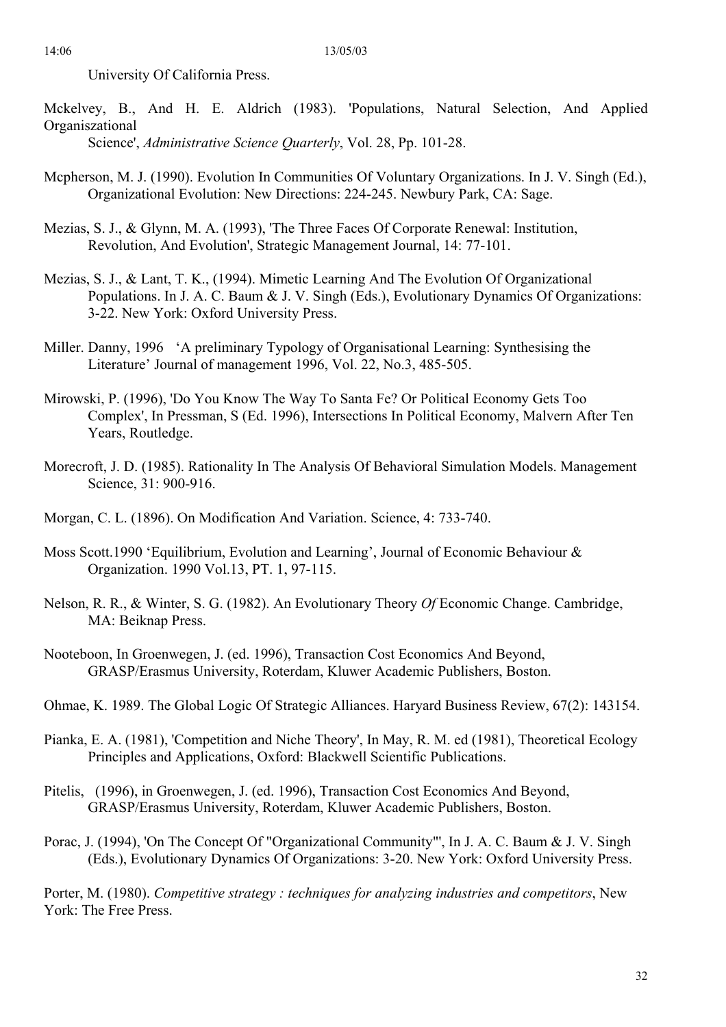University Of California Press.

Mckelvey, B., And H. E. Aldrich (1983). 'Populations, Natural Selection, And Applied Organiszational Science', *Administrative Science Quarterly*, Vol. 28, Pp. 101-28.

Mcpherson, M. J. (1990). Evolution In Communities Of Voluntary Organizations. In J. V. Singh (Ed.), Organizational Evolution: New Directions: 224-245. Newbury Park, CA: Sage.

Mezias, S. J., & Glynn, M. A. (1993), 'The Three Faces Of Corporate Renewal: Institution, Revolution, And Evolution', Strategic Management Journal, 14: 77-101.

Mezias, S. J., & Lant, T. K., (1994). Mimetic Learning And The Evolution Of Organizational Populations. In J. A. C. Baum & J. V. Singh (Eds.), Evolutionary Dynamics Of Organizations: 3-22. New York: Oxford University Press.

Miller. Danny, 1996 'A preliminary Typology of Organisational Learning: Synthesising the Literature' Journal of management 1996, Vol. 22, No.3, 485-505.

Mirowski, P. (1996), 'Do You Know The Way To Santa Fe? Or Political Economy Gets Too Complex', In Pressman, S (Ed. 1996), Intersections In Political Economy, Malvern After Ten Years, Routledge.

Morecroft, J. D. (1985). Rationality In The Analysis Of Behavioral Simulation Models. Management Science, 31: 900-916.

Morgan, C. L. (1896). On Modification And Variation. Science, 4: 733-740.

Moss Scott.1990 'Equilibrium, Evolution and Learning', Journal of Economic Behaviour & Organization. 1990 Vol.13, PT. 1, 97-115.

Nelson, R. R., & Winter, S. G. (1982). An Evolutionary Theory *Of* Economic Change. Cambridge, MA: Beiknap Press.

Nooteboon, In Groenwegen, J. (ed. 1996), Transaction Cost Economics And Beyond, GRASP/Erasmus University, Roterdam, Kluwer Academic Publishers, Boston.

Ohmae, K. 1989. The Global Logic Of Strategic Alliances. Haryard Business Review, 67(2): 143154.

Pianka, E. A. (1981), 'Competition and Niche Theory', In May, R. M. ed (1981), Theoretical Ecology Principles and Applications, Oxford: Blackwell Scientific Publications.

Pitelis, (1996), in Groenwegen, J. (ed. 1996), Transaction Cost Economics And Beyond, GRASP/Erasmus University, Roterdam, Kluwer Academic Publishers, Boston.

Porac, J. (1994), 'On The Concept Of "Organizational Community"', In J. A. C. Baum & J. V. Singh (Eds.), Evolutionary Dynamics Of Organizations: 3-20. New York: Oxford University Press.

Porter, M. (1980). *Competitive strategy : techniques for analyzing industries and competitors*, New York: The Free Press.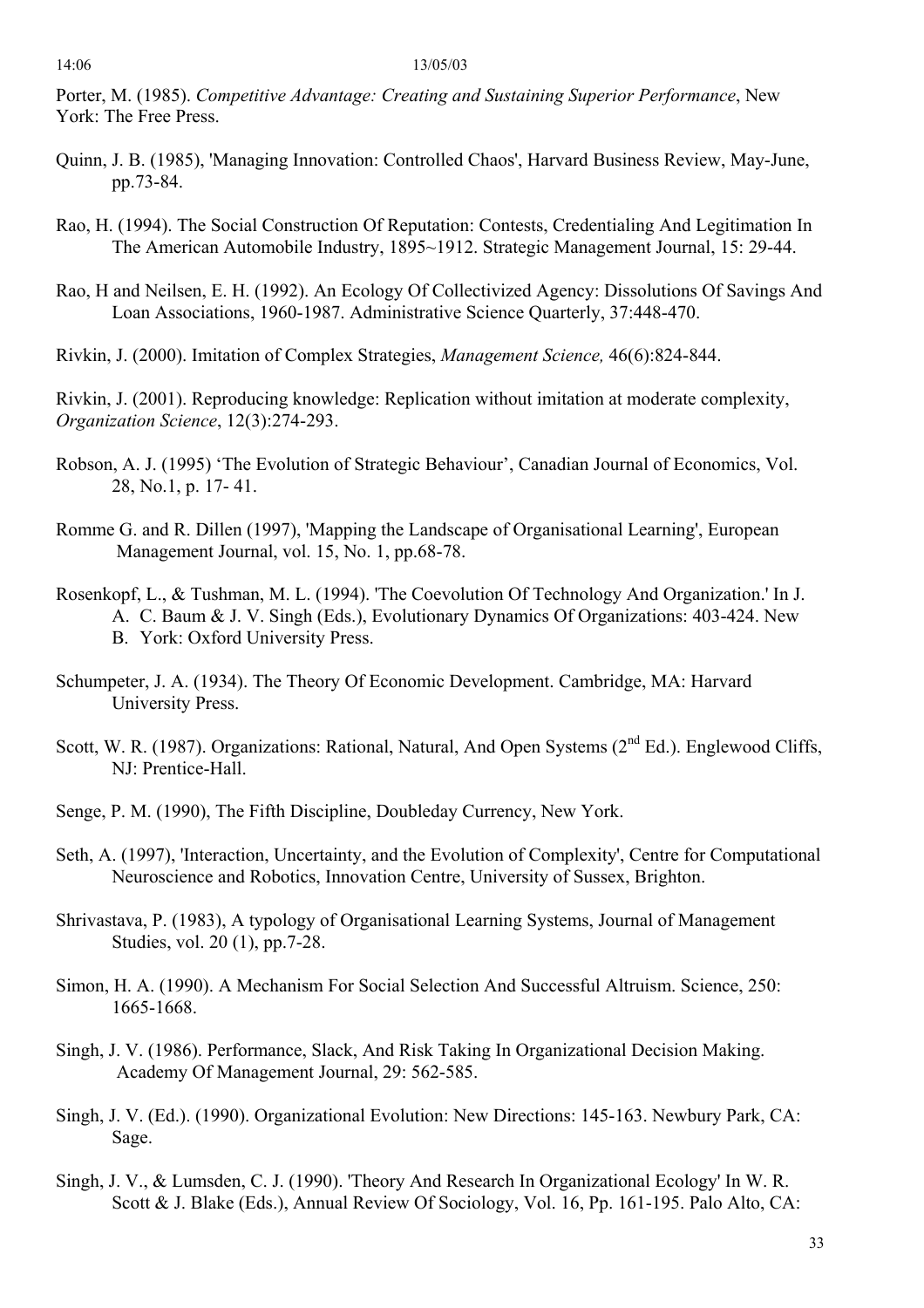Porter, M. (1985). *Competitive Advantage: Creating and Sustaining Superior Performance*, New York: The Free Press.

Quinn, J. B. (1985), 'Managing Innovation: Controlled Chaos', Harvard Business Review, May-June, pp.73-84.

Rao, H. (1994). The Social Construction Of Reputation: Contests, Credentialing And Legitimation In The American Automobile Industry, 1895~1912. Strategic Management Journal, 15: 29-44.

Rao, H and Neilsen, E. H. (1992). An Ecology Of Collectivized Agency: Dissolutions Of Savings And Loan Associations, 1960-1987. Administrative Science Quarterly, 37:448-470.

Rivkin, J. (2000). Imitation of Complex Strategies, *Management Science,* 46(6):824-844.

Rivkin, J. (2001). Reproducing knowledge: Replication without imitation at moderate complexity, *Organization Science*, 12(3):274-293.

Robson, A. J. (1995) 'The Evolution of Strategic Behaviour', Canadian Journal of Economics, Vol. 28, No.1, p. 17- 41.

Romme G. and R. Dillen (1997), 'Mapping the Landscape of Organisational Learning', European Management Journal, vol. 15, No. 1, pp.68-78.

Rosenkopf, L., & Tushman, M. L. (1994). 'The Coevolution Of Technology And Organization.' In J. A. C. Baum & J. V. Singh (Eds.), Evolutionary Dynamics Of Organizations: 403-424. New York: Oxford University Press.

Schumpeter, J. A. (1934). The Theory Of Economic Development. Cambridge, MA: Harvard University Press.

Scott, W. R. (1987). Organizations: Rational, Natural, And Open Systems (2nd Ed.). Englewood Cliffs, NJ: Prentice-Hall.

Senge, P. M. (1990), The Fifth Discipline, Doubleday Currency, New York.

Seth, A. (1997), 'Interaction, Uncertainty, and the Evolution of Complexity', Centre for Computational Neuroscience and Robotics, Innovation Centre, University of Sussex, Brighton.

Shrivastava, P. (1983), A typology of Organisational Learning Systems, Journal of Management Studies, vol. 20 (1), pp.7-28.

Simon, H. A. (1990). A Mechanism For Social Selection And Successful Altruism. Science, 250: 1665-1668.

Singh, J. V. (1986). Performance, Slack, And Risk Taking In Organizational Decision Making. Academy Of Management Journal, 29: 562-585.

Singh, J. V. (Ed.). (1990). Organizational Evolution: New Directions: 145-163. Newbury Park, CA: Sage.

Singh, J. V., & Lumsden, C. J. (1990). 'Theory And Research In Organizational Ecology' In W. R. Scott & J. Blake (Eds.), Annual Review Of Sociology, Vol. 16, Pp. 161-195. Palo Alto, CA: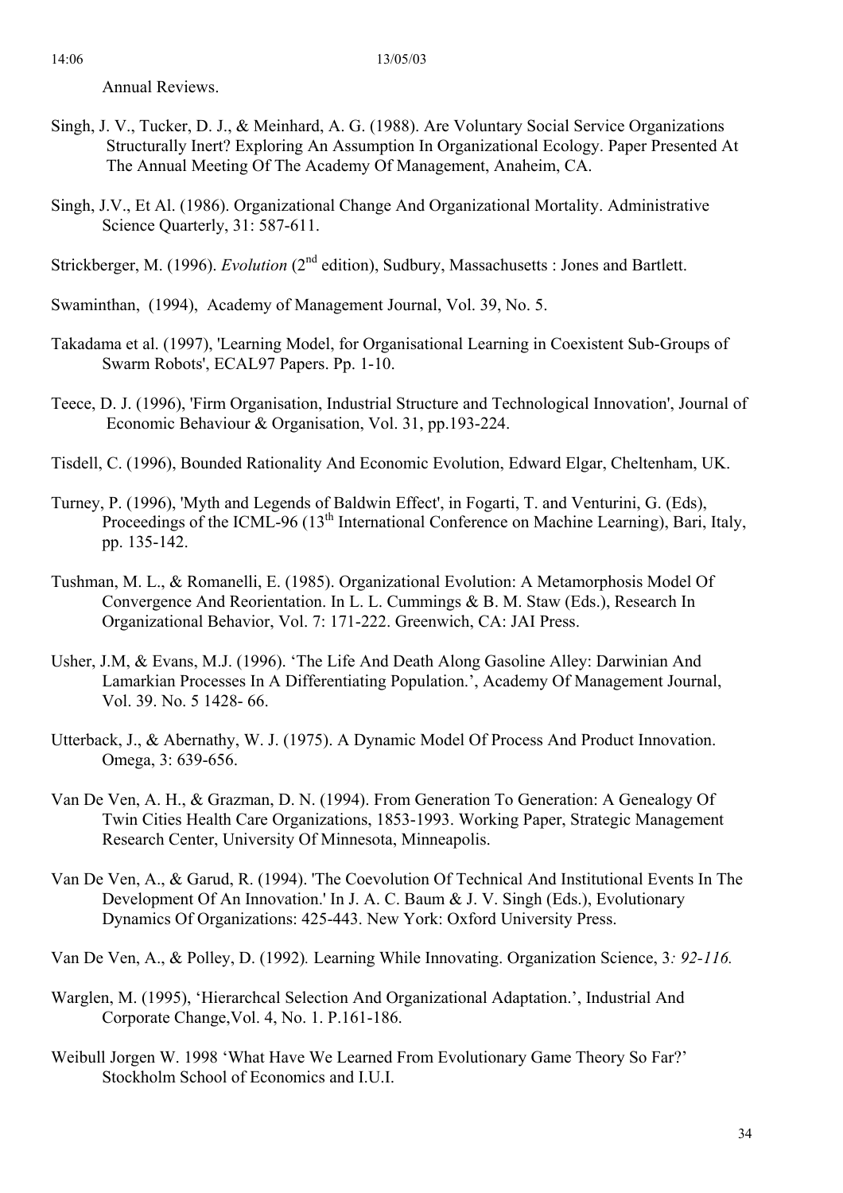Annual Reviews.

Singh, J. V., Tucker, D. J., & Meinhard, A. G. (1988). Are Voluntary Social Service Organizations Structurally Inert? Exploring An Assumption In Organizational Ecology. Paper Presented At The Annual Meeting Of The Academy Of Management, Anaheim, CA.

Singh, J.V., Et Al. (1986). Organizational Change And Organizational Mortality. Administrative Science Quarterly, 31: 587-611.

Strickberger, M. (1996). *Evolution* (2nd edition), Sudbury, Massachusetts : Jones and Bartlett.

Swaminthan, (1994), Academy of Management Journal, Vol. 39, No. 5.

Takadama et al. (1997), 'Learning Model, for Organisational Learning in Coexistent Sub-Groups of Swarm Robots', ECAL97 Papers. Pp. 1-10.

Teece, D. J. (1996), 'Firm Organisation, Industrial Structure and Technological Innovation', Journal of Economic Behaviour & Organisation, Vol. 31, pp.193-224.

Tisdell, C. (1996), Bounded Rationality And Economic Evolution, Edward Elgar, Cheltenham, UK.

Turney, P. (1996), 'Myth and Legends of Baldwin Effect', in Fogarti, T. and Venturini, G. (Eds), Proceedings of the ICML-96 (13th International Conference on Machine Learning), Bari, Italy, pp. 135-142.

Tushman, M. L., & Romanelli, E. (1985). Organizational Evolution: A Metamorphosis Model Of Convergence And Reorientation. In L. L. Cummings & B. M. Staw (Eds.), Research In Organizational Behavior, Vol. 7: 171-222. Greenwich, CA: JAI Press.

Usher, J.M, & Evans, M.J. (1996). 'The Life And Death Along Gasoline Alley: Darwinian And Lamarkian Processes In A Differentiating Population.', Academy Of Management Journal, Vol. 39. No. 5 1428- 66.

Utterback, J., & Abernathy, W. J. (1975). A Dynamic Model Of Process And Product Innovation. Omega, 3: 639-656.

Van De Ven, A. H., & Grazman, D. N. (1994). From Generation To Generation: A Genealogy Of Twin Cities Health Care Organizations, 1853-1993. Working Paper, Strategic Management Research Center, University Of Minnesota, Minneapolis.

Van De Ven, A., & Garud, R. (1994). 'The Coevolution Of Technical And Institutional Events In The Development Of An Innovation.' In J. A. C. Baum & J. V. Singh (Eds.), Evolutionary Dynamics Of Organizations: 425-443. New York: Oxford University Press.

Van De Ven, A., & Polley, D. (1992). Learning While Innovating. Organization Science, 3*: 92-116.*

Warglen, M. (1995), 'Hierarchcal Selection And Organizational Adaptation.', Industrial And Corporate Change,Vol. 4, No. 1. P.161-186.

Weibull Jorgen W. 1998 'What Have We Learned From Evolutionary Game Theory So Far?' Stockholm School of Economics and I.U.I.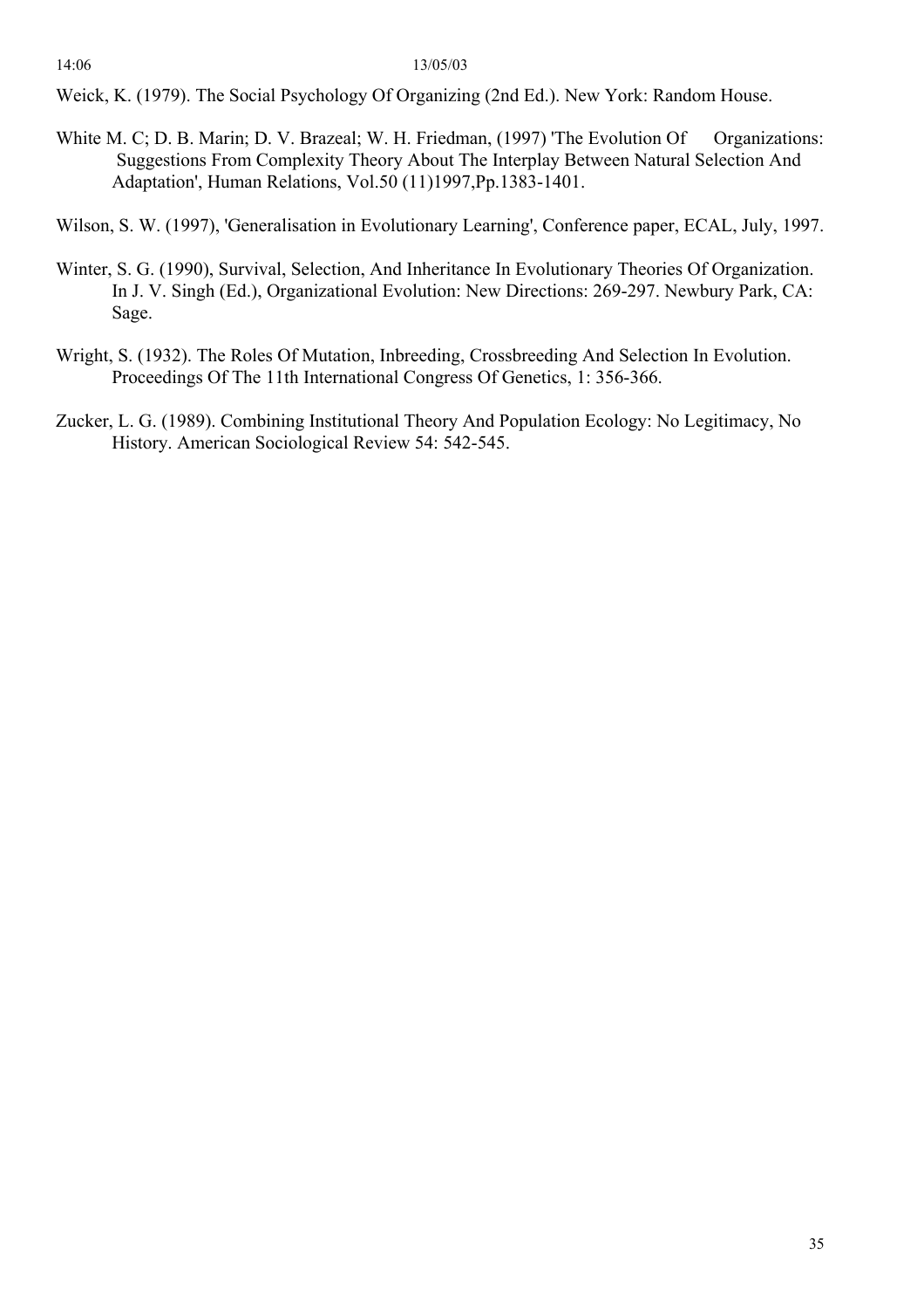Weick, K. (1979). The Social Psychology Of Organizing (2nd Ed.). New York: Random House.

White M. C; D. B. Marin; D. V. Brazeal; W. H. Friedman, (1997) 'The Evolution Of Organizations: Suggestions From Complexity Theory About The Interplay Between Natural Selection And Adaptation', Human Relations, Vol.50 (11)1997,Pp.1383-1401.

Wilson, S. W. (1997), 'Generalisation in Evolutionary Learning', Conference paper, ECAL, July, 1997.

Winter, S. G. (1990), Survival, Selection, And Inheritance In Evolutionary Theories Of Organization. In J. V. Singh (Ed.), Organizational Evolution: New Directions: 269-297. Newbury Park, CA: Sage.

Wright, S. (1932). The Roles Of Mutation, Inbreeding, Crossbreeding And Selection In Evolution. Proceedings Of The 11th International Congress Of Genetics, 1: 356-366.

Zucker, L. G. (1989). Combining Institutional Theory And Population Ecology: No Legitimacy, No History. American Sociological Review 54: 542-545.